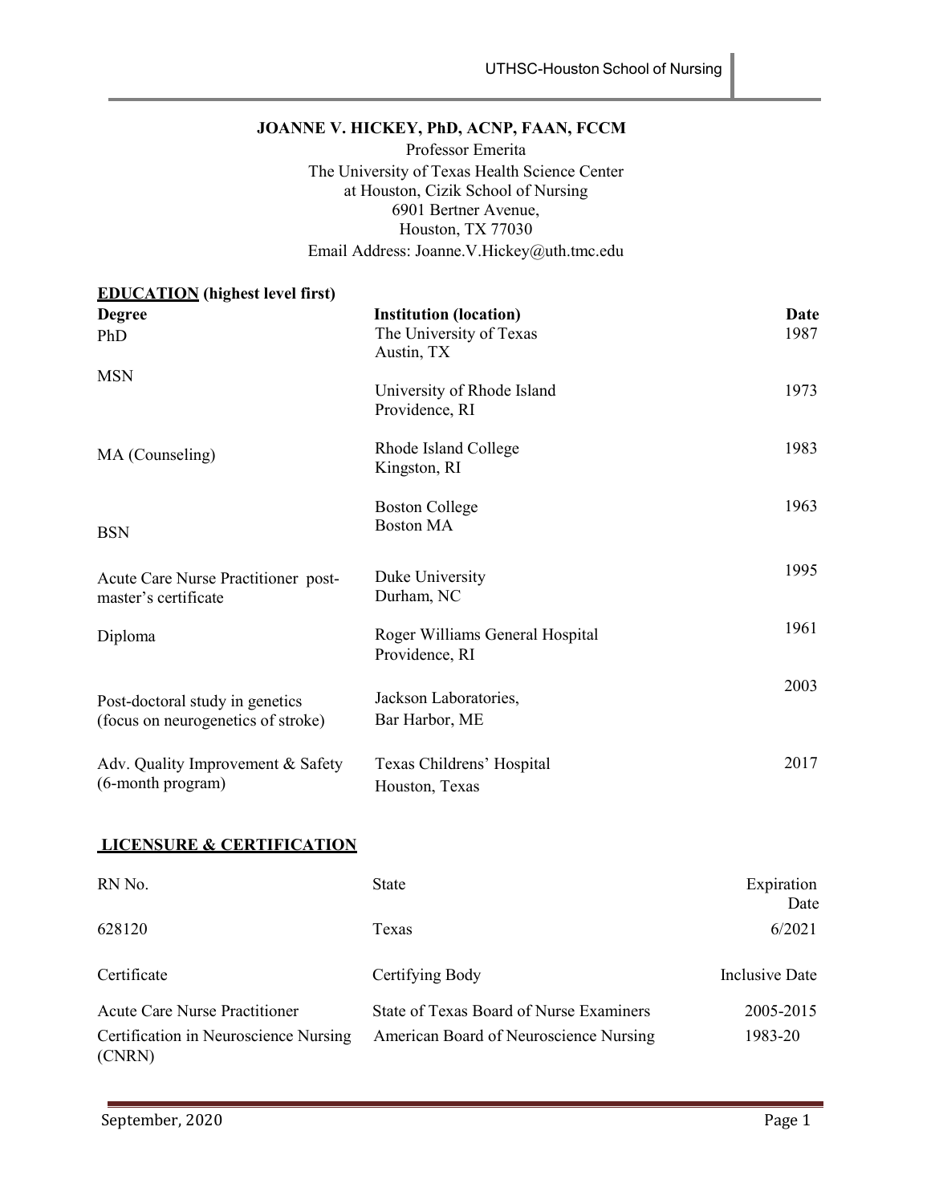# JOANNE V. HICKEY, PhD, ACNP, FAAN, FCCM

Professor Emerita
The University of Texas Health Science Center
at Houston, Cizik School of Nursing
6901 Bertner Avenue,
Houston, TX 77030
Email Address: Joanne.V.Hickey@uth.tmc.edu

## EDUCATION (highest level first)

| Degree | Institution (location) | Date |
|---|---|---|
| PhD | The University of Texas<br>Austin, TX | 1987 |
| MSN | University of Rhode Island<br>Providence, RI | 1973 |
| MA (Counseling) | Rhode Island College<br>Kingston, RI | 1983 |
| BSN | Boston College<br>Boston MA | 1963 |
| Acute Care Nurse Practitioner post-master's certificate | Duke University<br>Durham, NC | 1995 |
| Diploma | Roger Williams General Hospital<br>Providence, RI | 1961 |
| Post-doctoral study in genetics (focus on neurogenetics of stroke) | Jackson Laboratories,<br>Bar Harbor, ME | 2003 |
| Adv. Quality Improvement & Safety (6-month program) | Texas Childrens' Hospital<br>Houston, Texas | 2017 |

## LICENSURE & CERTIFICATION

| RN No. | State | Expiration Date |
|---|---|---|
| 628120 | Texas | 6/2021 |

| Certificate | Certifying Body | Inclusive Date |
|---|---|---|
| Acute Care Nurse Practitioner | State of Texas Board of Nurse Examiners | 2005-2015 |
| Certification in Neuroscience Nursing (CNRN) | American Board of Neuroscience Nursing | 1983-20 |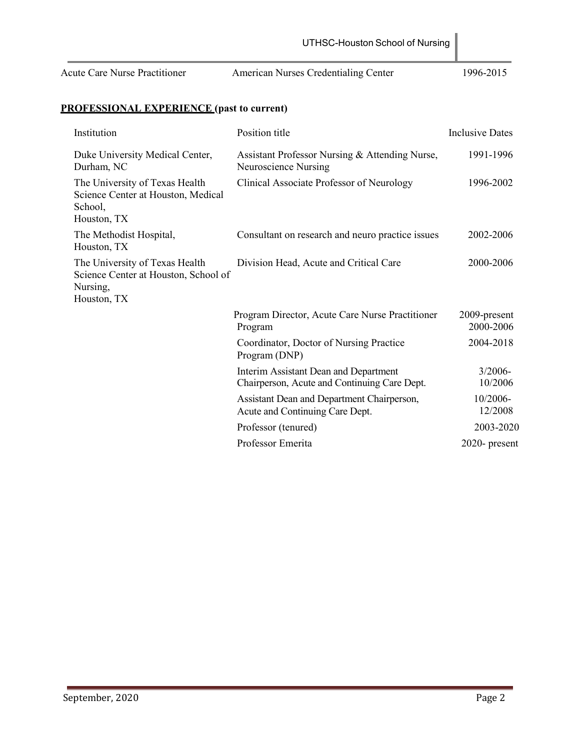| Acute Care Nurse Practitioner | American Nurses Credentialing Center | 1996-2015 |
| --- | --- | --- |

## **PROFESSIONAL EXPERIENCE (past to current)**

| Institution | Position title | Inclusive Dates |
| --- | --- | --- |
| Duke University Medical Center, Durham, NC | Assistant Professor Nursing & Attending Nurse, Neuroscience Nursing | 1991-1996 |
| The University of Texas Health Science Center at Houston, Medical School, Houston, TX | Clinical Associate Professor of Neurology | 1996-2002 |
| The Methodist Hospital, Houston, TX | Consultant on research and neuro practice issues | 2002-2006 |
| The University of Texas Health Science Center at Houston, School of Nursing, Houston, TX | Division Head, Acute and Critical Care | 2000-2006 |
| | Program Director, Acute Care Nurse Practitioner Program | 2009-present 2000-2006 |
| | Coordinator, Doctor of Nursing Practice Program (DNP) | 2004-2018 |
| | Interim Assistant Dean and Department Chairperson, Acute and Continuing Care Dept. | 3/2006-10/2006 |
| | Assistant Dean and Department Chairperson, Acute and Continuing Care Dept. | 10/2006-12/2008 |
| | Professor (tenured) | 2003-2020 |
| | Professor Emerita | 2020- present |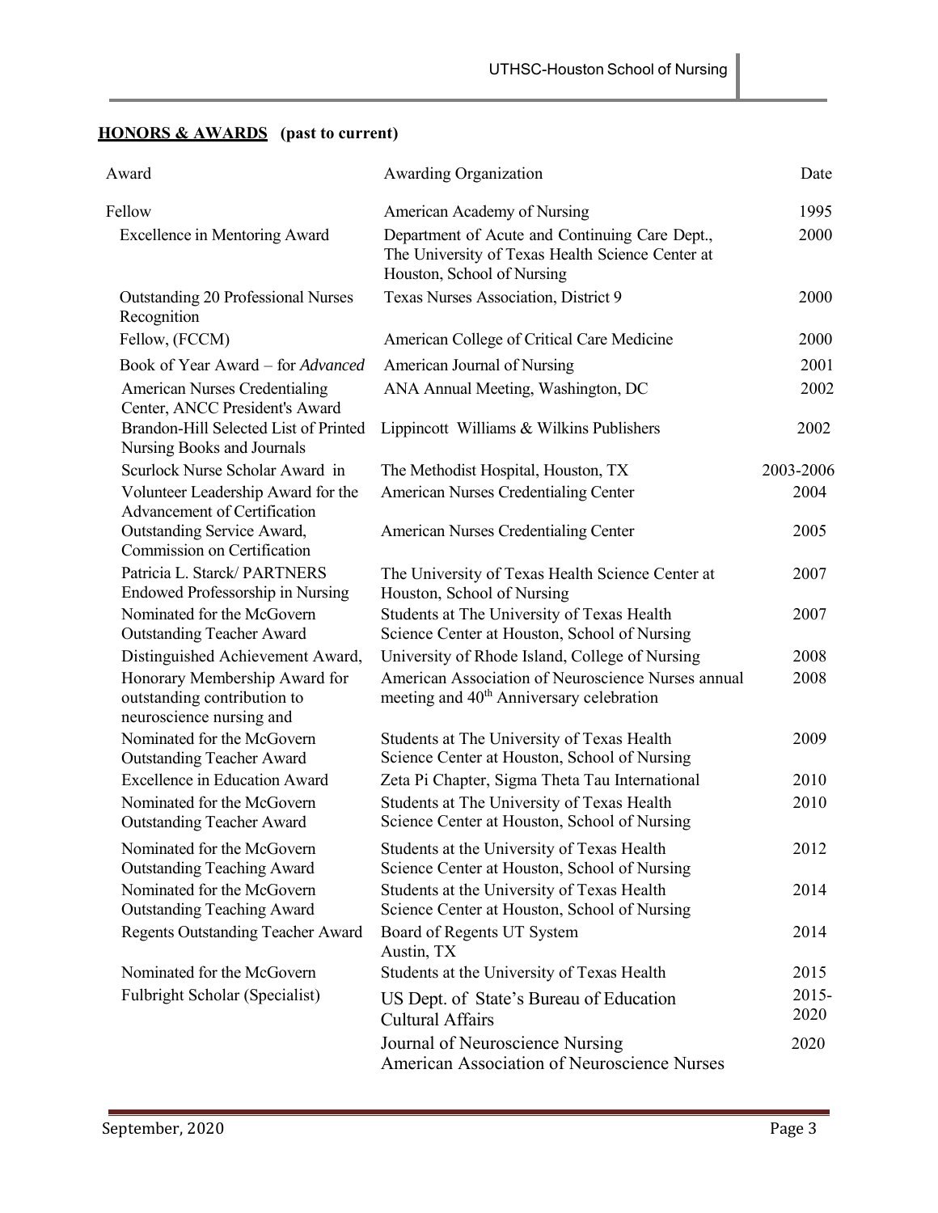## HONORS & AWARDS (past to current)

| Award | Awarding Organization | Date |
|---|---|---|
| Fellow | American Academy of Nursing | 1995 |
| Excellence in Mentoring Award | Department of Acute and Continuing Care Dept., The University of Texas Health Science Center at Houston, School of Nursing | 2000 |
| Outstanding 20 Professional Nurses Recognition | Texas Nurses Association, District 9 | 2000 |
| Fellow, (FCCM) | American College of Critical Care Medicine | 2000 |
| Book of Year Award – for *Advanced* | American Journal of Nursing | 2001 |
| American Nurses Credentialing Center, ANCC President's Award | ANA Annual Meeting, Washington, DC | 2002 |
| Brandon-Hill Selected List of Printed Nursing Books and Journals | Lippincott Williams & Wilkins Publishers | 2002 |
| Scurlock Nurse Scholar Award in | The Methodist Hospital, Houston, TX | 2003-2006 |
| Volunteer Leadership Award for the Advancement of Certification | American Nurses Credentialing Center | 2004 |
| Outstanding Service Award, Commission on Certification | American Nurses Credentialing Center | 2005 |
| Patricia L. Starck/ PARTNERS Endowed Professorship in Nursing | The University of Texas Health Science Center at Houston, School of Nursing | 2007 |
| Nominated for the McGovern Outstanding Teacher Award | Students at The University of Texas Health Science Center at Houston, School of Nursing | 2007 |
| Distinguished Achievement Award, | University of Rhode Island, College of Nursing | 2008 |
| Honorary Membership Award for outstanding contribution to neuroscience nursing and | American Association of Neuroscience Nurses annual meeting and 40th Anniversary celebration | 2008 |
| Nominated for the McGovern Outstanding Teacher Award | Students at The University of Texas Health Science Center at Houston, School of Nursing | 2009 |
| Excellence in Education Award | Zeta Pi Chapter, Sigma Theta Tau International | 2010 |
| Nominated for the McGovern Outstanding Teacher Award | Students at The University of Texas Health Science Center at Houston, School of Nursing | 2010 |
| Nominated for the McGovern Outstanding Teaching Award | Students at the University of Texas Health Science Center at Houston, School of Nursing | 2012 |
| Nominated for the McGovern Outstanding Teaching Award | Students at the University of Texas Health Science Center at Houston, School of Nursing | 2014 |
| Regents Outstanding Teacher Award | Board of Regents UT System Austin, TX | 2014 |
| Nominated for the McGovern | Students at the University of Texas Health | 2015 |
| Fulbright Scholar (Specialist) | US Dept. of State's Bureau of Education Cultural Affairs | 2015-2020 |
| | Journal of Neuroscience Nursing American Association of Neuroscience Nurses | 2020 |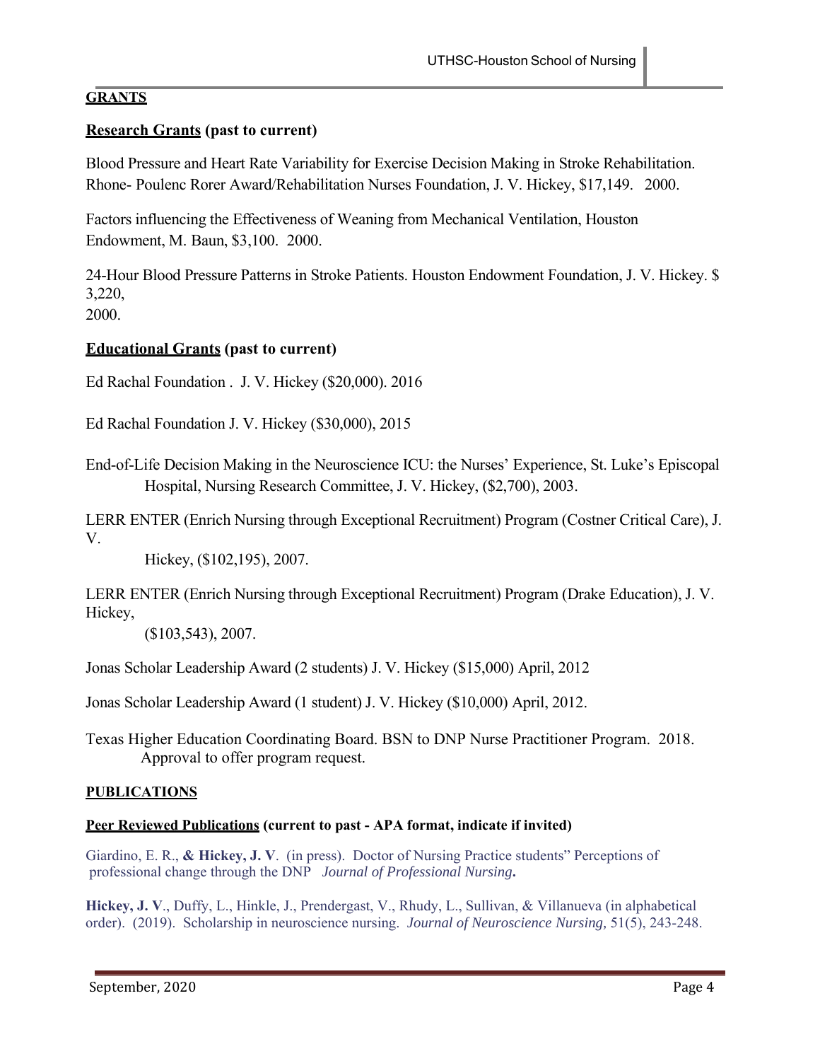## GRANTS

### Research Grants (past to current)

Blood Pressure and Heart Rate Variability for Exercise Decision Making in Stroke Rehabilitation. Rhone- Poulenc Rorer Award/Rehabilitation Nurses Foundation, J. V. Hickey, $17,149. 2000.

Factors influencing the Effectiveness of Weaning from Mechanical Ventilation, Houston Endowment, M. Baun, $3,100. 2000.

24-Hour Blood Pressure Patterns in Stroke Patients. Houston Endowment Foundation, J. V. Hickey. $ 3,220, 2000.

### Educational Grants (past to current)

Ed Rachal Foundation . J. V. Hickey ($20,000). 2016

Ed Rachal Foundation J. V. Hickey ($30,000), 2015

End-of-Life Decision Making in the Neuroscience ICU: the Nurses' Experience, St. Luke's Episcopal Hospital, Nursing Research Committee, J. V. Hickey, ($2,700), 2003.

LERR ENTER (Enrich Nursing through Exceptional Recruitment) Program (Costner Critical Care), J. V. Hickey, ($102,195), 2007.

LERR ENTER (Enrich Nursing through Exceptional Recruitment) Program (Drake Education), J. V. Hickey, ($103,543), 2007.

Jonas Scholar Leadership Award (2 students) J. V. Hickey ($15,000) April, 2012

Jonas Scholar Leadership Award (1 student) J. V. Hickey ($10,000) April, 2012.

Texas Higher Education Coordinating Board. BSN to DNP Nurse Practitioner Program. 2018. Approval to offer program request.

## PUBLICATIONS

### Peer Reviewed Publications (current to past - APA format, indicate if invited)

Giardino, E. R., **& Hickey, J. V**. (in press). Doctor of Nursing Practice students" Perceptions of professional change through the DNP *Journal of Professional Nursing***.**

**Hickey, J. V**., Duffy, L., Hinkle, J., Prendergast, V., Rhudy, L., Sullivan, & Villanueva (in alphabetical order). (2019). Scholarship in neuroscience nursing. *Journal of Neuroscience Nursing,* 51(5), 243-248.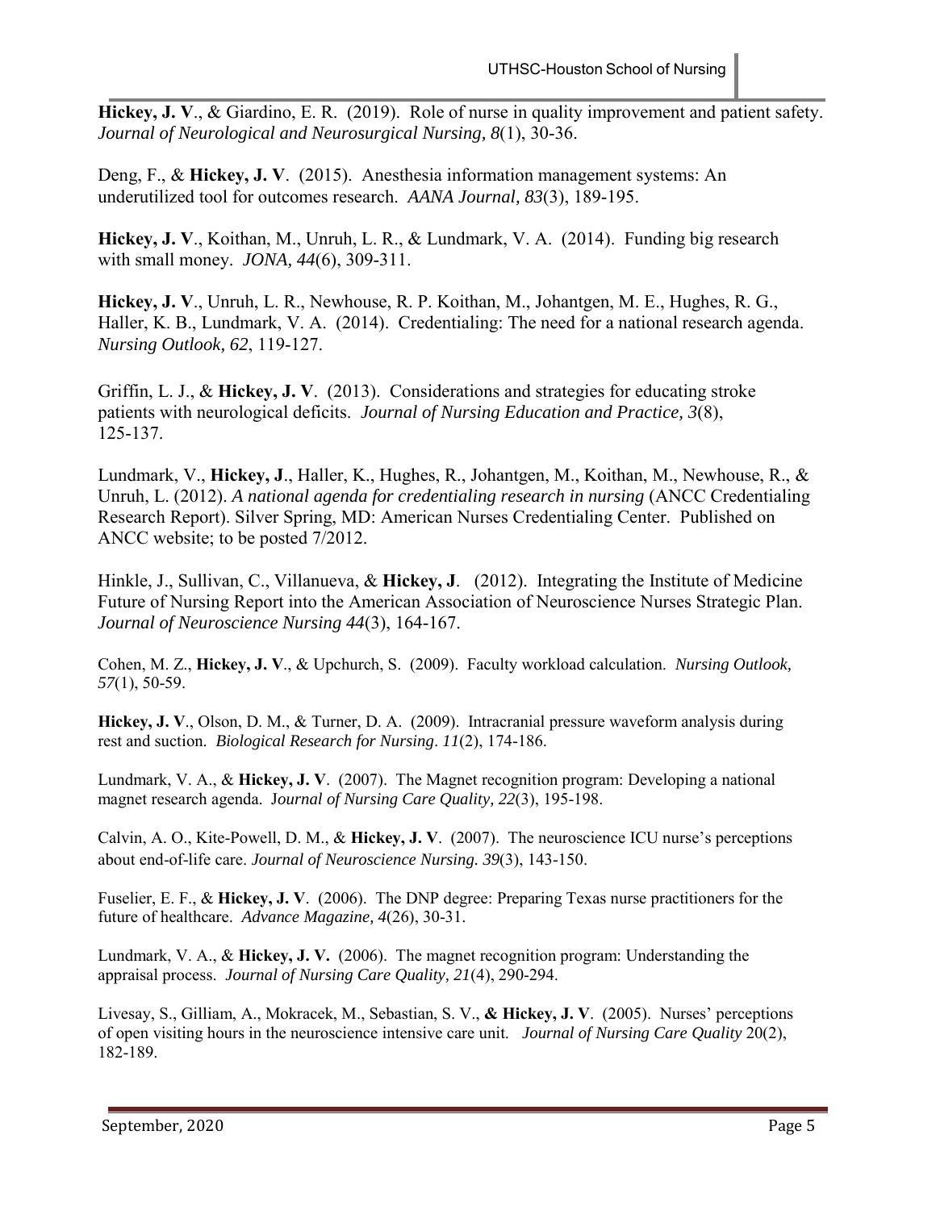**Hickey, J. V**., & Giardino, E. R. (2019). Role of nurse in quality improvement and patient safety. *Journal of Neurological and Neurosurgical Nursing, 8*(1), 30-36.

Deng, F., & **Hickey, J. V**. (2015). Anesthesia information management systems: An underutilized tool for outcomes research. *AANA Journal, 83*(3), 189-195.

**Hickey, J. V**., Koithan, M., Unruh, L. R., & Lundmark, V. A. (2014). Funding big research with small money. *JONA, 44*(6), 309-311.

**Hickey, J. V**., Unruh, L. R., Newhouse, R. P. Koithan, M., Johantgen, M. E., Hughes, R. G., Haller, K. B., Lundmark, V. A. (2014). Credentialing: The need for a national research agenda. *Nursing Outlook, 62*, 119-127.

Griffin, L. J., & **Hickey, J. V**. (2013). Considerations and strategies for educating stroke patients with neurological deficits. *Journal of Nursing Education and Practice, 3*(8), 125-137.

Lundmark, V., **Hickey, J**., Haller, K., Hughes, R., Johantgen, M., Koithan, M., Newhouse, R., & Unruh, L. (2012). *A national agenda for credentialing research in nursing* (ANCC Credentialing Research Report). Silver Spring, MD: American Nurses Credentialing Center. Published on ANCC website; to be posted 7/2012.

Hinkle, J., Sullivan, C., Villanueva, & **Hickey, J**. (2012). Integrating the Institute of Medicine Future of Nursing Report into the American Association of Neuroscience Nurses Strategic Plan. *Journal of Neuroscience Nursing 44*(3), 164-167.

Cohen, M. Z., **Hickey, J. V**., & Upchurch, S. (2009). Faculty workload calculation. *Nursing Outlook, 57*(1), 50-59.

**Hickey, J. V**., Olson, D. M., & Turner, D. A. (2009). Intracranial pressure waveform analysis during rest and suction. *Biological Research for Nursing*. *11*(2), 174-186.

Lundmark, V. A., & **Hickey, J. V**. (2007). The Magnet recognition program: Developing a national magnet research agenda. J*ournal of Nursing Care Quality, 22*(3), 195-198.

Calvin, A. O., Kite-Powell, D. M., & **Hickey, J. V**. (2007). The neuroscience ICU nurse's perceptions about end-of-life care. *Journal of Neuroscience Nursing. 39*(3), 143-150.

Fuselier, E. F., & **Hickey, J. V**. (2006). The DNP degree: Preparing Texas nurse practitioners for the future of healthcare. *Advance Magazine, 4*(26), 30-31.

Lundmark, V. A., & **Hickey, J. V.** (2006). The magnet recognition program: Understanding the appraisal process. *Journal of Nursing Care Quality, 21*(4), 290-294.

Livesay, S., Gilliam, A., Mokracek, M., Sebastian, S. V., **& Hickey, J. V**. (2005). Nurses' perceptions of open visiting hours in the neuroscience intensive care unit. *Journal of Nursing Care Quality* 20(2), 182-189.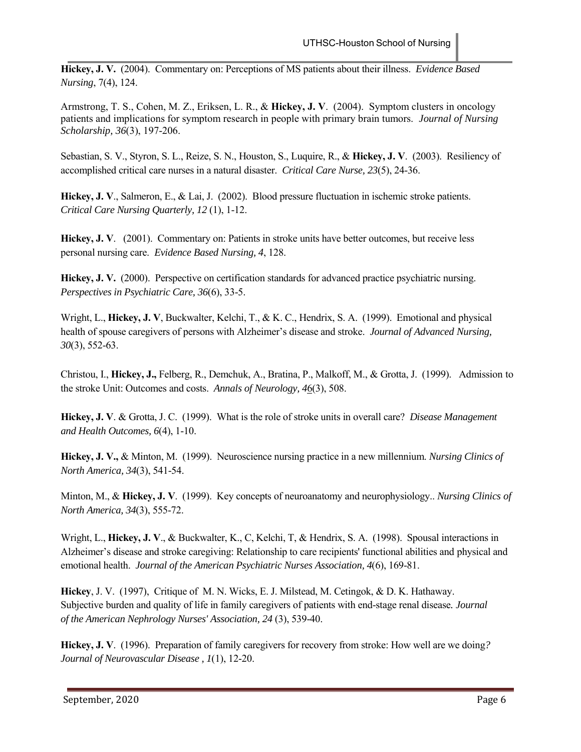**Hickey, J. V.** (2004). Commentary on: Perceptions of MS patients about their illness. *Evidence Based Nursing*, 7(4), 124.

Armstrong, T. S., Cohen, M. Z., Eriksen, L. R., & **Hickey, J. V**. (2004). Symptom clusters in oncology patients and implications for symptom research in people with primary brain tumors. *Journal of Nursing Scholarship, 36*(3), 197-206.

Sebastian, S. V., Styron, S. L., Reize, S. N., Houston, S., Luquire, R., & **Hickey, J. V**. (2003). Resiliency of accomplished critical care nurses in a natural disaster. *Critical Care Nurse, 23*(5), 24-36.

**Hickey, J. V**., Salmeron, E., & Lai, J. (2002). Blood pressure fluctuation in ischemic stroke patients. *Critical Care Nursing Quarterly, 12* (1), 1-12.

**Hickey, J. V**. (2001). Commentary on: Patients in stroke units have better outcomes, but receive less personal nursing care. *Evidence Based Nursing, 4*, 128.

**Hickey, J. V.** (2000). Perspective on certification standards for advanced practice psychiatric nursing. *Perspectives in Psychiatric Care, 36*(6), 33-5.

Wright, L., **Hickey, J. V**, Buckwalter, Kelchi, T., & K. C., Hendrix, S. A. (1999). Emotional and physical health of spouse caregivers of persons with Alzheimer's disease and stroke. *Journal of Advanced Nursing, 30*(3), 552-63.

Christou, I., **Hickey, J.,** Felberg, R., Demchuk, A., Bratina, P., Malkoff, M., & Grotta, J. (1999). Admission to the stroke Unit: Outcomes and costs. *Annals of Neurology, 46*(3), 508.

**Hickey, J. V**. & Grotta, J. C. (1999). What is the role of stroke units in overall care? *Disease Management and Health Outcomes, 6*(4), 1-10.

**Hickey, J. V.,** & Minton, M. (1999). Neuroscience nursing practice in a new millennium. *Nursing Clinics of North America, 34*(3), 541-54.

Minton, M., & **Hickey, J. V**. (1999). Key concepts of neuroanatomy and neurophysiology.. *Nursing Clinics of North America, 34*(3), 555-72.

Wright, L., **Hickey, J. V**., & Buckwalter, K., C, Kelchi, T, & Hendrix, S. A. (1998). Spousal interactions in Alzheimer's disease and stroke caregiving: Relationship to care recipients' functional abilities and physical and emotional health. *Journal of the American Psychiatric Nurses Association, 4*(6), 169-81.

**Hickey**, J. V. (1997), Critique of M. N. Wicks, E. J. Milstead, M. Cetingok, & D. K. Hathaway. Subjective burden and quality of life in family caregivers of patients with end-stage renal disease. *Journal of the American Nephrology Nurses' Association, 24* (3), 539-40.

**Hickey, J. V**. (1996). Preparation of family caregivers for recovery from stroke: How well are we doing? *Journal of Neurovascular Disease , 1*(1), 12-20.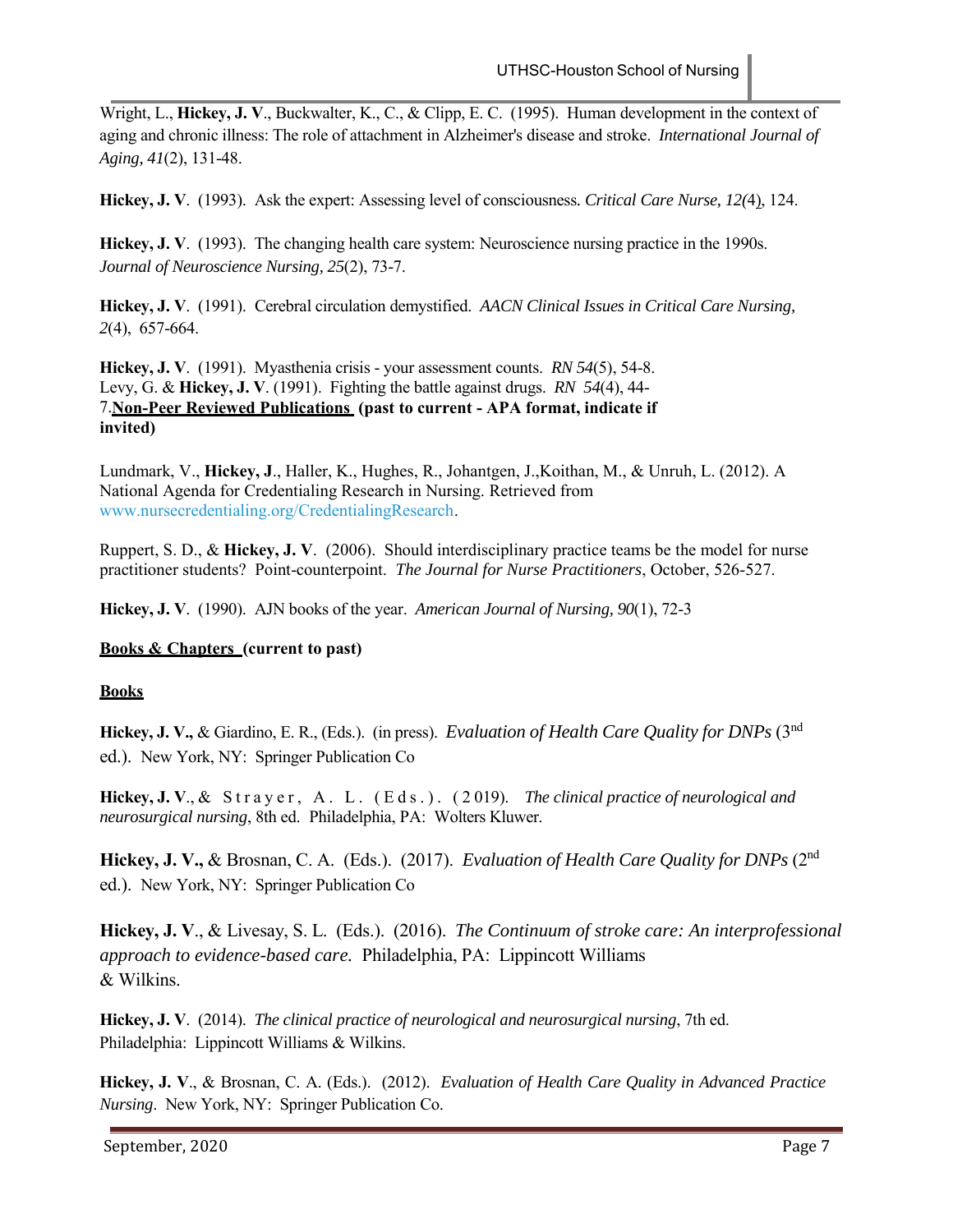Wright, L., **Hickey, J. V**., Buckwalter, K., C., & Clipp, E. C. (1995). Human development in the context of aging and chronic illness: The role of attachment in Alzheimer's disease and stroke. *International Journal of Aging, 41*(2), 131-48.

**Hickey, J. V**. (1993). Ask the expert: Assessing level of consciousness. *Critical Care Nurse, 12(*4), 124.

**Hickey, J. V**. (1993). The changing health care system: Neuroscience nursing practice in the 1990s. *Journal of Neuroscience Nursing, 25*(2), 73-7.

**Hickey, J. V**. (1991). Cerebral circulation demystified. *AACN Clinical Issues in Critical Care Nursing, 2*(4), 657-664.

**Hickey, J. V**. (1991). Myasthenia crisis - your assessment counts. *RN 54*(5), 54-8.
Levy, G. & **Hickey, J. V**. (1991). Fighting the battle against drugs. *RN 54*(4), 44-7.

**Non-Peer Reviewed Publications (past to current - APA format, indicate if invited)**

Lundmark, V., **Hickey, J**., Haller, K., Hughes, R., Johantgen, J.,Koithan, M., & Unruh, L. (2012). A National Agenda for Credentialing Research in Nursing. Retrieved from www.nursecredentialing.org/CredentialingResearch.

Ruppert, S. D., & **Hickey, J. V**. (2006). Should interdisciplinary practice teams be the model for nurse practitioner students? Point-counterpoint. *The Journal for Nurse Practitioners*, October, 526-527.

**Hickey, J. V**. (1990). AJN books of the year. *American Journal of Nursing, 90*(1), 72-3

**Books & Chapters (current to past)**

**Books**

**Hickey, J. V.,** & Giardino, E. R., (Eds.). (in press). *Evaluation of Health Care Quality for DNPs* (3rd ed.). New York, NY: Springer Publication Co

**Hickey, J. V**., & Strayer, A. L. (Eds.). (2019). *The clinical practice of neurological and neurosurgical nursing*, 8th ed. Philadelphia, PA: Wolters Kluwer.

**Hickey, J. V.,** & Brosnan, C. A. (Eds.). (2017). *Evaluation of Health Care Quality for DNPs* (2nd ed.). New York, NY: Springer Publication Co

**Hickey, J. V**., & Livesay, S. L. (Eds.). (2016). *The Continuum of stroke care: An interprofessional approach to evidence-based care.* Philadelphia, PA: Lippincott Williams & Wilkins.

**Hickey, J. V**. (2014). *The clinical practice of neurological and neurosurgical nursing*, 7th ed. Philadelphia: Lippincott Williams & Wilkins.

**Hickey, J. V**., & Brosnan, C. A. (Eds.). (2012). *Evaluation of Health Care Quality in Advanced Practice Nursing*. New York, NY: Springer Publication Co.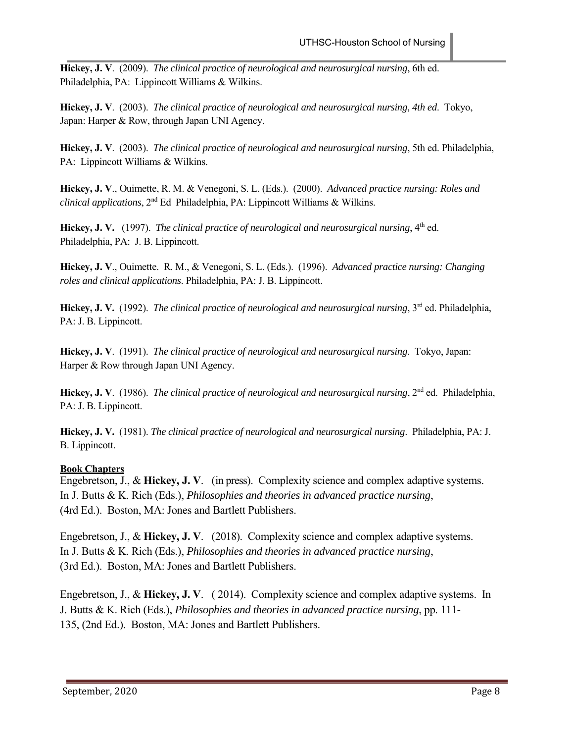**Hickey, J. V**. (2009). *The clinical practice of neurological and neurosurgical nursing*, 6th ed. Philadelphia, PA: Lippincott Williams & Wilkins.

**Hickey, J. V**. (2003). *The clinical practice of neurological and neurosurgical nursing, 4th ed*. Tokyo, Japan: Harper & Row, through Japan UNI Agency.

**Hickey, J. V**. (2003). *The clinical practice of neurological and neurosurgical nursing*, 5th ed. Philadelphia, PA: Lippincott Williams & Wilkins.

**Hickey, J. V**., Ouimette, R. M. & Venegoni, S. L. (Eds.). (2000). *Advanced practice nursing: Roles and clinical applications*, 2nd Ed Philadelphia, PA: Lippincott Williams & Wilkins.

**Hickey, J. V.** (1997). *The clinical practice of neurological and neurosurgical nursing*, 4th ed. Philadelphia, PA: J. B. Lippincott.

**Hickey, J. V**., Ouimette. R. M., & Venegoni, S. L. (Eds.). (1996). *Advanced practice nursing: Changing roles and clinical applications*. Philadelphia, PA: J. B. Lippincott.

**Hickey, J. V.** (1992). *The clinical practice of neurological and neurosurgical nursing*, 3rd ed. Philadelphia, PA: J. B. Lippincott.

**Hickey, J. V**. (1991). *The clinical practice of neurological and neurosurgical nursing*. Tokyo, Japan: Harper & Row through Japan UNI Agency.

**Hickey, J. V**. (1986). *The clinical practice of neurological and neurosurgical nursing*, 2nd ed. Philadelphia, PA: J. B. Lippincott.

**Hickey, J. V.** (1981). *The clinical practice of neurological and neurosurgical nursing*. Philadelphia, PA: J. B. Lippincott.

**Book Chapters**

Engebretson, J., & **Hickey, J. V**. (in press). Complexity science and complex adaptive systems. In J. Butts & K. Rich (Eds.), *Philosophies and theories in advanced practice nursing*, (4rd Ed.). Boston, MA: Jones and Bartlett Publishers.

Engebretson, J., & **Hickey, J. V**. (2018). Complexity science and complex adaptive systems. In J. Butts & K. Rich (Eds.), *Philosophies and theories in advanced practice nursing*, (3rd Ed.). Boston, MA: Jones and Bartlett Publishers.

Engebretson, J., & **Hickey, J. V**. ( 2014). Complexity science and complex adaptive systems. In J. Butts & K. Rich (Eds.), *Philosophies and theories in advanced practice nursing*, pp. 111-135, (2nd Ed.). Boston, MA: Jones and Bartlett Publishers.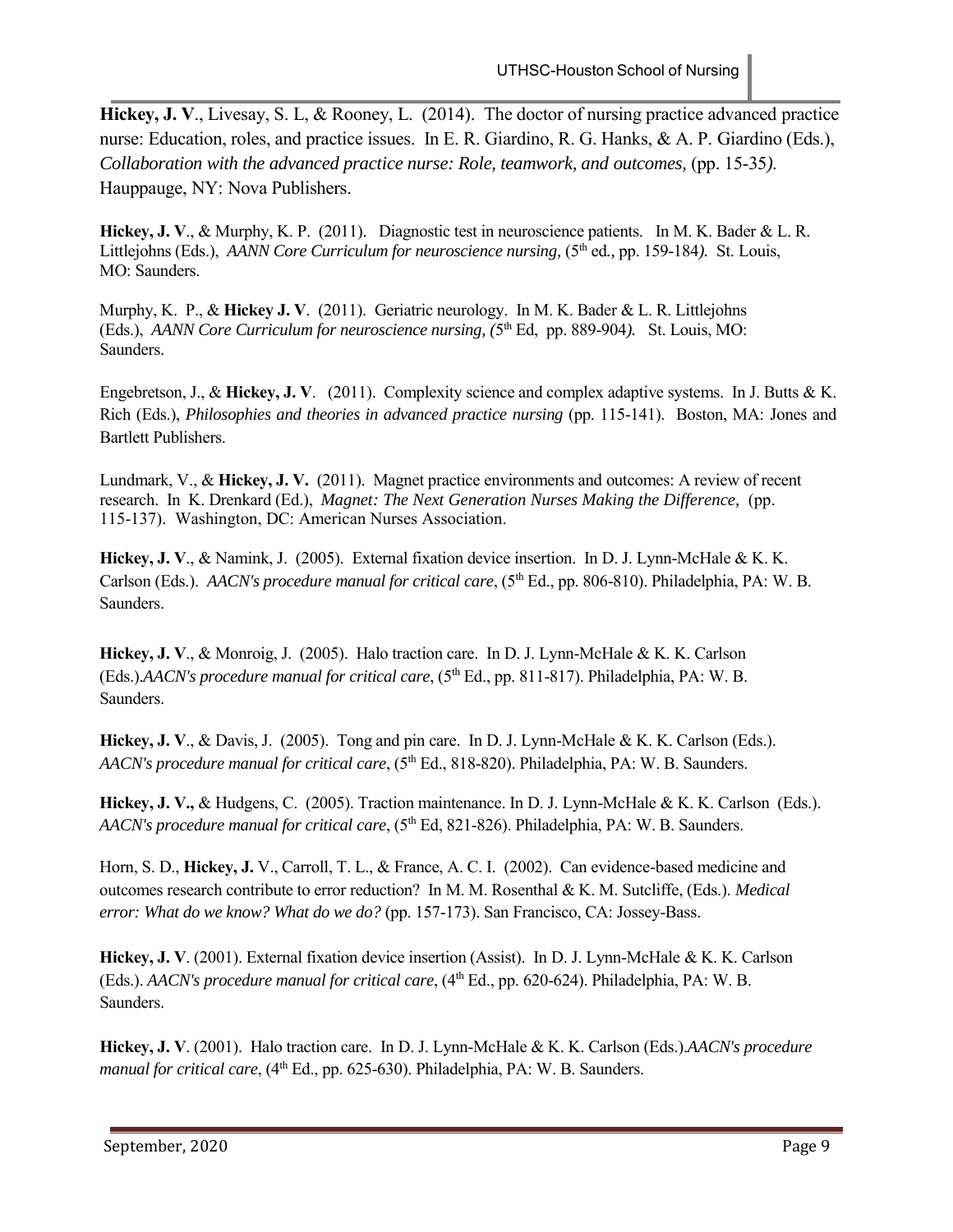**Hickey, J. V**., Livesay, S. L, & Rooney, L. (2014). The doctor of nursing practice advanced practice nurse: Education, roles, and practice issues. In E. R. Giardino, R. G. Hanks, & A. P. Giardino (Eds.), *Collaboration with the advanced practice nurse: Role, teamwork, and outcomes,* (pp. 15-35*).* Hauppauge, NY: Nova Publishers.

**Hickey, J. V**., & Murphy, K. P. (2011). Diagnostic test in neuroscience patients. In M. K. Bader & L. R. Littlejohns (Eds.), *AANN Core Curriculum for neuroscience nursing,* (5th ed*.,* pp. 159-184*).* St. Louis, MO: Saunders.

Murphy, K. P., & **Hickey J. V**. (2011). Geriatric neurology. In M. K. Bader & L. R. Littlejohns (Eds.), *AANN Core Curriculum for neuroscience nursing, (*5th Ed, pp. 889-904*).* St. Louis, MO: Saunders.

Engebretson, J., & **Hickey, J. V**. (2011). Complexity science and complex adaptive systems. In J. Butts & K. Rich (Eds.), *Philosophies and theories in advanced practice nursing* (pp. 115-141). Boston, MA: Jones and Bartlett Publishers.

Lundmark, V., & **Hickey, J. V.** (2011). Magnet practice environments and outcomes: A review of recent research. In K. Drenkard (Ed.), *Magnet: The Next Generation Nurses Making the Difference,* (pp. 115-137). Washington, DC: American Nurses Association.

**Hickey, J. V**., & Namink, J. (2005). External fixation device insertion. In D. J. Lynn-McHale & K. K. Carlson (Eds.). *AACN's procedure manual for critical care*, (5th Ed., pp. 806-810). Philadelphia, PA: W. B. Saunders.

**Hickey, J. V**., & Monroig, J. (2005). Halo traction care. In D. J. Lynn-McHale & K. K. Carlson (Eds.).*AACN's procedure manual for critical care*, (5th Ed., pp. 811-817). Philadelphia, PA: W. B. Saunders.

**Hickey, J. V**., & Davis, J. (2005). Tong and pin care. In D. J. Lynn-McHale & K. K. Carlson (Eds.). *AACN's procedure manual for critical care*, (5th Ed., 818-820). Philadelphia, PA: W. B. Saunders.

**Hickey, J. V.,** & Hudgens, C. (2005). Traction maintenance. In D. J. Lynn-McHale & K. K. Carlson (Eds.). *AACN's procedure manual for critical care*, (5th Ed, 821-826). Philadelphia, PA: W. B. Saunders.

Horn, S. D., **Hickey, J.** V., Carroll, T. L., & France, A. C. I. (2002). Can evidence-based medicine and outcomes research contribute to error reduction? In M. M. Rosenthal & K. M. Sutcliffe, (Eds.). *Medical error: What do we know? What do we do?* (pp. 157-173). San Francisco, CA: Jossey-Bass.

**Hickey, J. V**. (2001). External fixation device insertion (Assist). In D. J. Lynn-McHale & K. K. Carlson (Eds.). *AACN's procedure manual for critical care*, (4th Ed., pp. 620-624). Philadelphia, PA: W. B. Saunders.

**Hickey, J. V**. (2001). Halo traction care. In D. J. Lynn-McHale & K. K. Carlson (Eds.).*AACN's procedure manual for critical care*, (4th Ed., pp. 625-630). Philadelphia, PA: W. B. Saunders.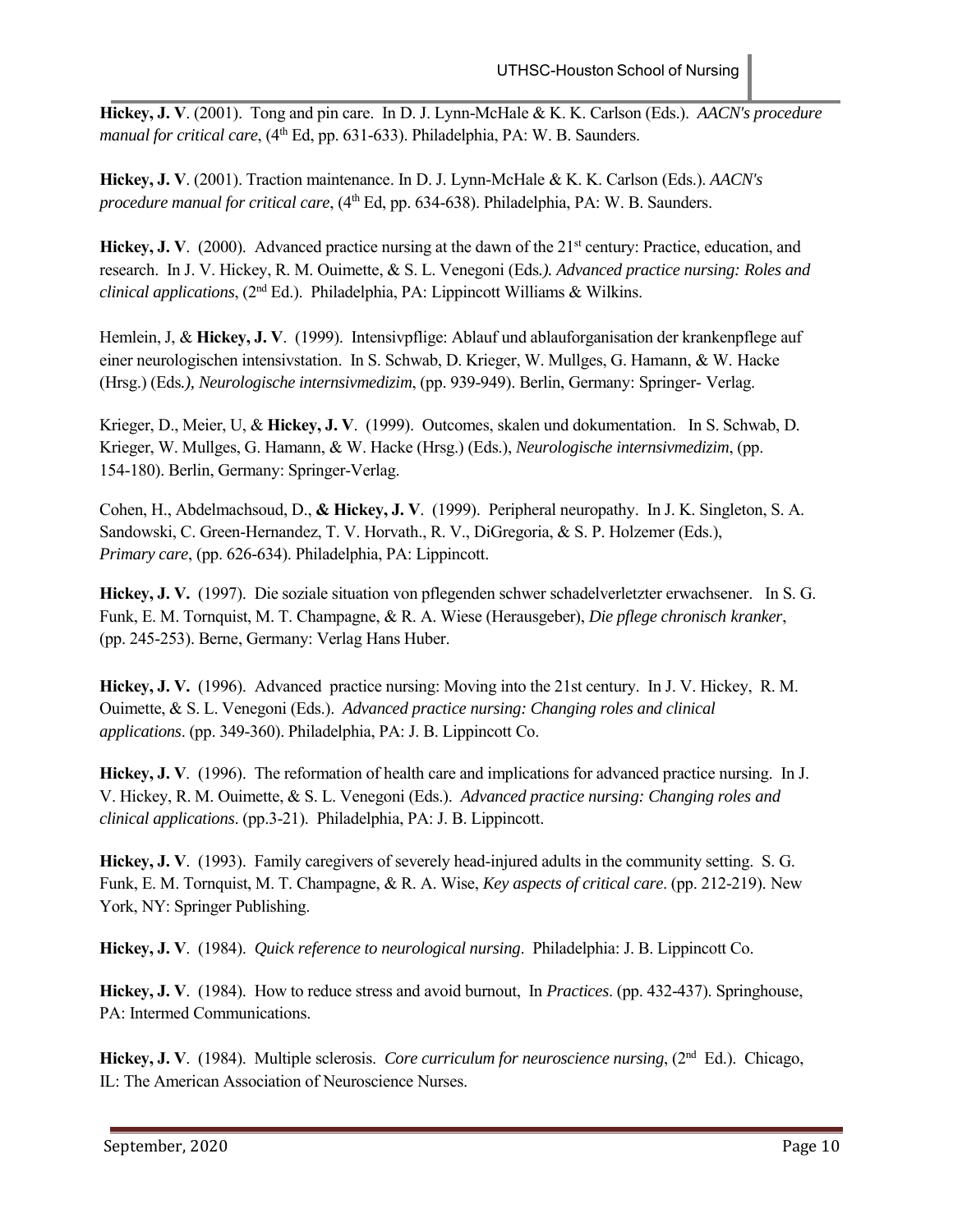**Hickey, J. V**. (2001). Tong and pin care. In D. J. Lynn-McHale & K. K. Carlson (Eds.). *AACN's procedure manual for critical care*, (4th Ed, pp. 631-633). Philadelphia, PA: W. B. Saunders.

**Hickey, J. V**. (2001). Traction maintenance. In D. J. Lynn-McHale & K. K. Carlson (Eds.). *AACN's procedure manual for critical care*, (4th Ed, pp. 634-638). Philadelphia, PA: W. B. Saunders.

**Hickey, J. V**. (2000). Advanced practice nursing at the dawn of the 21st century: Practice, education, and research. In J. V. Hickey, R. M. Ouimette, & S. L. Venegoni (Eds*.). Advanced practice nursing: Roles and clinical applications*, (2nd Ed.). Philadelphia, PA: Lippincott Williams & Wilkins.

Hemlein, J, & **Hickey, J. V**. (1999). Intensivpflige: Ablauf und ablauforganisation der krankenpflege auf einer neurologischen intensivstation. In S. Schwab, D. Krieger, W. Mullges, G. Hamann, & W. Hacke (Hrsg.) (Eds*.), Neurologische internsivmedizim*, (pp. 939-949). Berlin, Germany: Springer- Verlag.

Krieger, D., Meier, U, & **Hickey, J. V**. (1999). Outcomes, skalen und dokumentation. In S. Schwab, D. Krieger, W. Mullges, G. Hamann, & W. Hacke (Hrsg.) (Eds.), *Neurologische internsivmedizim*, (pp. 154-180). Berlin, Germany: Springer-Verlag.

Cohen, H., Abdelmachsoud, D., **& Hickey, J. V**. (1999). Peripheral neuropathy. In J. K. Singleton, S. A. Sandowski, C. Green-Hernandez, T. V. Horvath., R. V., DiGregoria, & S. P. Holzemer (Eds.), *Primary care*, (pp. 626-634). Philadelphia, PA: Lippincott.

**Hickey, J. V.** (1997). Die soziale situation von pflegenden schwer schadelverletzter erwachsener. In S. G. Funk, E. M. Tornquist, M. T. Champagne, & R. A. Wiese (Herausgeber), *Die pflege chronisch kranker*, (pp. 245-253). Berne, Germany: Verlag Hans Huber.

**Hickey, J. V.** (1996). Advanced practice nursing: Moving into the 21st century. In J. V. Hickey, R. M. Ouimette, & S. L. Venegoni (Eds.). *Advanced practice nursing: Changing roles and clinical applications*. (pp. 349-360). Philadelphia, PA: J. B. Lippincott Co.

**Hickey, J. V**. (1996). The reformation of health care and implications for advanced practice nursing. In J. V. Hickey, R. M. Ouimette, & S. L. Venegoni (Eds.). *Advanced practice nursing: Changing roles and clinical applications*. (pp.3-21). Philadelphia, PA: J. B. Lippincott.

**Hickey, J. V**. (1993). Family caregivers of severely head-injured adults in the community setting. S. G. Funk, E. M. Tornquist, M. T. Champagne, & R. A. Wise, *Key aspects of critical care*. (pp. 212-219). New York, NY: Springer Publishing.

**Hickey, J. V**. (1984). *Quick reference to neurological nursing*. Philadelphia: J. B. Lippincott Co.

**Hickey, J. V**. (1984). How to reduce stress and avoid burnout, In *Practices*. (pp. 432-437). Springhouse, PA: Intermed Communications.

**Hickey, J. V**. (1984). Multiple sclerosis. *Core curriculum for neuroscience nursing*, (2nd Ed.). Chicago, IL: The American Association of Neuroscience Nurses.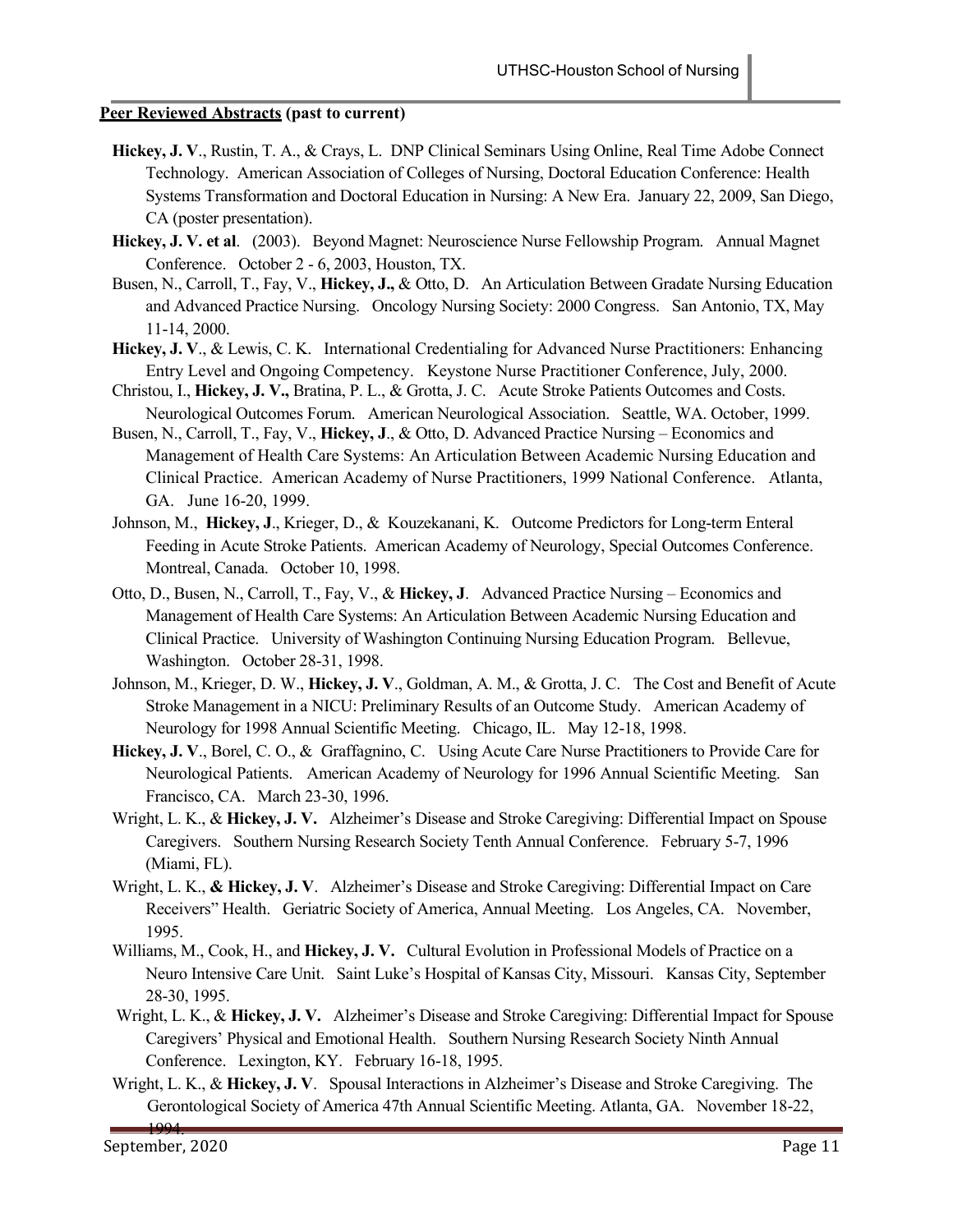**Peer Reviewed Abstracts (past to current)**

**Hickey, J. V**., Rustin, T. A., & Crays, L. DNP Clinical Seminars Using Online, Real Time Adobe Connect Technology. American Association of Colleges of Nursing, Doctoral Education Conference: Health Systems Transformation and Doctoral Education in Nursing: A New Era. January 22, 2009, San Diego, CA (poster presentation).

**Hickey, J. V. et al**. (2003). Beyond Magnet: Neuroscience Nurse Fellowship Program. Annual Magnet Conference. October 2 - 6, 2003, Houston, TX.

Busen, N., Carroll, T., Fay, V., **Hickey, J.,** & Otto, D. An Articulation Between Gradate Nursing Education and Advanced Practice Nursing. Oncology Nursing Society: 2000 Congress. San Antonio, TX, May 11-14, 2000.

**Hickey, J. V**., & Lewis, C. K. International Credentialing for Advanced Nurse Practitioners: Enhancing Entry Level and Ongoing Competency. Keystone Nurse Practitioner Conference, July, 2000.

Christou, I., **Hickey, J. V.,** Bratina, P. L., & Grotta, J. C. Acute Stroke Patients Outcomes and Costs. Neurological Outcomes Forum. American Neurological Association. Seattle, WA. October, 1999.

Busen, N., Carroll, T., Fay, V., **Hickey, J**., & Otto, D. Advanced Practice Nursing – Economics and Management of Health Care Systems: An Articulation Between Academic Nursing Education and Clinical Practice. American Academy of Nurse Practitioners, 1999 National Conference. Atlanta, GA. June 16-20, 1999.

Johnson, M., **Hickey, J**., Krieger, D., & Kouzekanani, K. Outcome Predictors for Long-term Enteral Feeding in Acute Stroke Patients. American Academy of Neurology, Special Outcomes Conference. Montreal, Canada. October 10, 1998.

Otto, D., Busen, N., Carroll, T., Fay, V., & **Hickey, J**. Advanced Practice Nursing – Economics and Management of Health Care Systems: An Articulation Between Academic Nursing Education and Clinical Practice. University of Washington Continuing Nursing Education Program. Bellevue, Washington. October 28-31, 1998.

Johnson, M., Krieger, D. W., **Hickey, J. V**., Goldman, A. M., & Grotta, J. C. The Cost and Benefit of Acute Stroke Management in a NICU: Preliminary Results of an Outcome Study. American Academy of Neurology for 1998 Annual Scientific Meeting. Chicago, IL. May 12-18, 1998.

**Hickey, J. V**., Borel, C. O., & Graffagnino, C. Using Acute Care Nurse Practitioners to Provide Care for Neurological Patients. American Academy of Neurology for 1996 Annual Scientific Meeting. San Francisco, CA. March 23-30, 1996.

Wright, L. K., & **Hickey, J. V.** Alzheimer's Disease and Stroke Caregiving: Differential Impact on Spouse Caregivers. Southern Nursing Research Society Tenth Annual Conference. February 5-7, 1996 (Miami, FL).

Wright, L. K., **& Hickey, J. V**. Alzheimer's Disease and Stroke Caregiving: Differential Impact on Care Receivers" Health. Geriatric Society of America, Annual Meeting. Los Angeles, CA. November, 1995.

Williams, M., Cook, H., and **Hickey, J. V.** Cultural Evolution in Professional Models of Practice on a Neuro Intensive Care Unit. Saint Luke's Hospital of Kansas City, Missouri. Kansas City, September 28-30, 1995.

Wright, L. K., & **Hickey, J. V.** Alzheimer's Disease and Stroke Caregiving: Differential Impact for Spouse Caregivers' Physical and Emotional Health. Southern Nursing Research Society Ninth Annual Conference. Lexington, KY. February 16-18, 1995.

Wright, L. K., & **Hickey, J. V**. Spousal Interactions in Alzheimer's Disease and Stroke Caregiving. The Gerontological Society of America 47th Annual Scientific Meeting. Atlanta, GA. November 18-22, 1994.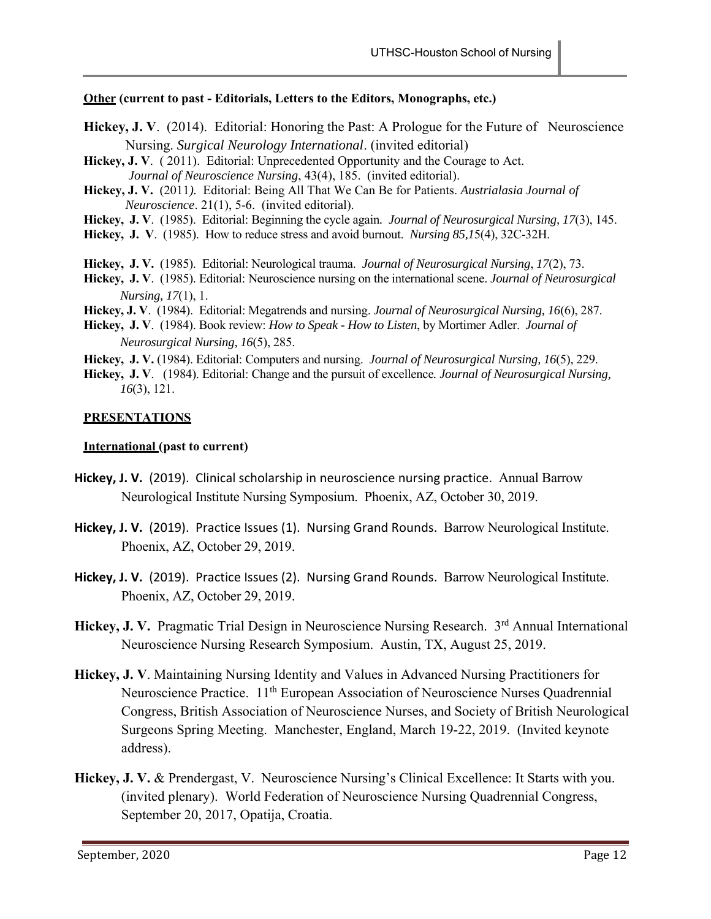**Other (current to past - Editorials, Letters to the Editors, Monographs, etc.)**

**Hickey, J. V**. (2014). Editorial: Honoring the Past: A Prologue for the Future of Neuroscience Nursing. *Surgical Neurology International*. (invited editorial)

**Hickey, J. V**. ( 2011). Editorial: Unprecedented Opportunity and the Courage to Act. *Journal of Neuroscience Nursing*, 43(4), 185. (invited editorial).

**Hickey, J. V.** (2011*).* Editorial: Being All That We Can Be for Patients. *Austrialasia Journal of Neuroscience*. 21(1), 5-6. (invited editorial).

**Hickey, J. V**. (1985). Editorial: Beginning the cycle again*. Journal of Neurosurgical Nursing, 17*(3), 145.

**Hickey, J. V**. (1985). How to reduce stress and avoid burnout. *Nursing 85,15*(4), 32C-32H.

**Hickey, J. V.** (1985). Editorial: Neurological trauma. *Journal of Neurosurgical Nursing*, *17*(2), 73.

**Hickey, J. V**. (1985). Editorial: Neuroscience nursing on the international scene. *Journal of Neurosurgical Nursing, 17*(1), 1.

**Hickey, J. V**. (1984). Editorial: Megatrends and nursing. *Journal of Neurosurgical Nursing, 16*(6), 287.

**Hickey, J. V**. (1984). Book review: *How to Speak - How to Listen*, by Mortimer Adler. *Journal of Neurosurgical Nursing, 16*(5), 285.

**Hickey, J. V.** (1984). Editorial: Computers and nursing. *Journal of Neurosurgical Nursing, 16*(5), 229.

**Hickey, J. V**. (1984). Editorial: Change and the pursuit of excellence*. Journal of Neurosurgical Nursing, 16*(3), 121.

## PRESENTATIONS

**International (past to current)**

**Hickey, J. V.** (2019). Clinical scholarship in neuroscience nursing practice. Annual Barrow Neurological Institute Nursing Symposium. Phoenix, AZ, October 30, 2019.

**Hickey, J. V.** (2019). Practice Issues (1). Nursing Grand Rounds. Barrow Neurological Institute. Phoenix, AZ, October 29, 2019.

**Hickey, J. V.** (2019). Practice Issues (2). Nursing Grand Rounds. Barrow Neurological Institute. Phoenix, AZ, October 29, 2019.

**Hickey, J. V.** Pragmatic Trial Design in Neuroscience Nursing Research. 3rd Annual International Neuroscience Nursing Research Symposium. Austin, TX, August 25, 2019.

**Hickey, J. V**. Maintaining Nursing Identity and Values in Advanced Nursing Practitioners for Neuroscience Practice. 11th European Association of Neuroscience Nurses Quadrennial Congress, British Association of Neuroscience Nurses, and Society of British Neurological Surgeons Spring Meeting. Manchester, England, March 19-22, 2019. (Invited keynote address).

**Hickey, J. V.** & Prendergast, V. Neuroscience Nursing's Clinical Excellence: It Starts with you. (invited plenary). World Federation of Neuroscience Nursing Quadrennial Congress, September 20, 2017, Opatija, Croatia.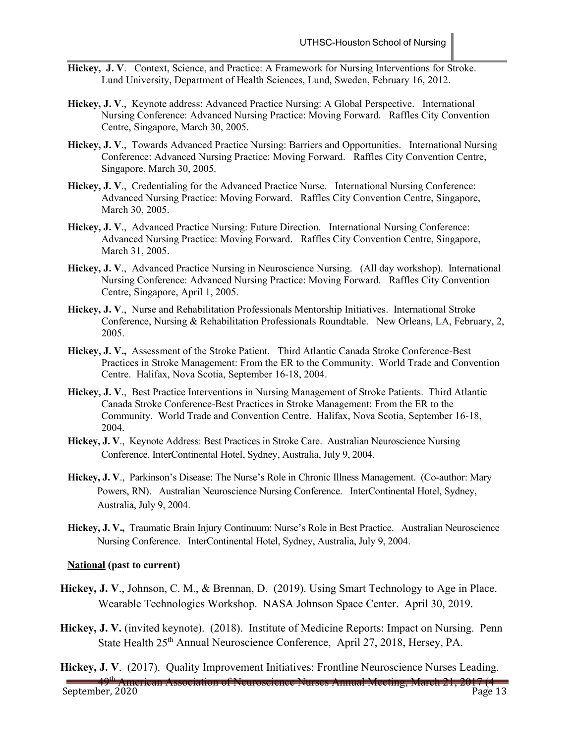**Hickey, J. V**. Context, Science, and Practice: A Framework for Nursing Interventions for Stroke. Lund University, Department of Health Sciences, Lund, Sweden, February 16, 2012.

**Hickey, J. V**., Keynote address: Advanced Practice Nursing: A Global Perspective. International Nursing Conference: Advanced Nursing Practice: Moving Forward. Raffles City Convention Centre, Singapore, March 30, 2005.

**Hickey, J. V**., Towards Advanced Practice Nursing: Barriers and Opportunities. International Nursing Conference: Advanced Nursing Practice: Moving Forward. Raffles City Convention Centre, Singapore, March 30, 2005.

**Hickey, J. V**., Credentialing for the Advanced Practice Nurse. International Nursing Conference: Advanced Nursing Practice: Moving Forward. Raffles City Convention Centre, Singapore, March 30, 2005.

**Hickey, J. V**., Advanced Practice Nursing: Future Direction. International Nursing Conference: Advanced Nursing Practice: Moving Forward. Raffles City Convention Centre, Singapore, March 31, 2005.

**Hickey, J. V**., Advanced Practice Nursing in Neuroscience Nursing. (All day workshop). International Nursing Conference: Advanced Nursing Practice: Moving Forward. Raffles City Convention Centre, Singapore, April 1, 2005.

**Hickey, J. V**., Nurse and Rehabilitation Professionals Mentorship Initiatives. International Stroke Conference, Nursing & Rehabilitation Professionals Roundtable. New Orleans, LA, February, 2, 2005.

**Hickey, J. V.,** Assessment of the Stroke Patient. Third Atlantic Canada Stroke Conference-Best Practices in Stroke Management: From the ER to the Community. World Trade and Convention Centre. Halifax, Nova Scotia, September 16-18, 2004.

**Hickey, J. V**., Best Practice Interventions in Nursing Management of Stroke Patients. Third Atlantic Canada Stroke Conference-Best Practices in Stroke Management: From the ER to the Community. World Trade and Convention Centre. Halifax, Nova Scotia, September 16-18, 2004.

**Hickey, J. V**., Keynote Address: Best Practices in Stroke Care. Australian Neuroscience Nursing Conference. InterContinental Hotel, Sydney, Australia, July 9, 2004.

**Hickey, J. V**., Parkinson's Disease: The Nurse's Role in Chronic Illness Management. (Co-author: Mary Powers, RN). Australian Neuroscience Nursing Conference. InterContinental Hotel, Sydney, Australia, July 9, 2004.

**Hickey, J. V.,** Traumatic Brain Injury Continuum: Nurse's Role in Best Practice. Australian Neuroscience Nursing Conference. InterContinental Hotel, Sydney, Australia, July 9, 2004.

**National (past to current)**

**Hickey, J. V**., Johnson, C. M., & Brennan, D. (2019). Using Smart Technology to Age in Place. Wearable Technologies Workshop. NASA Johnson Space Center. April 30, 2019.

**Hickey, J. V.** (invited keynote). (2018). Institute of Medicine Reports: Impact on Nursing. Penn State Health 25th Annual Neuroscience Conference, April 27, 2018, Hersey, PA.

**Hickey, J. V**. (2017). Quality Improvement Initiatives: Frontline Neuroscience Nurses Leading. 49th American Association of Neuroscience Nurses Annual Meeting, March 21, 2017 (4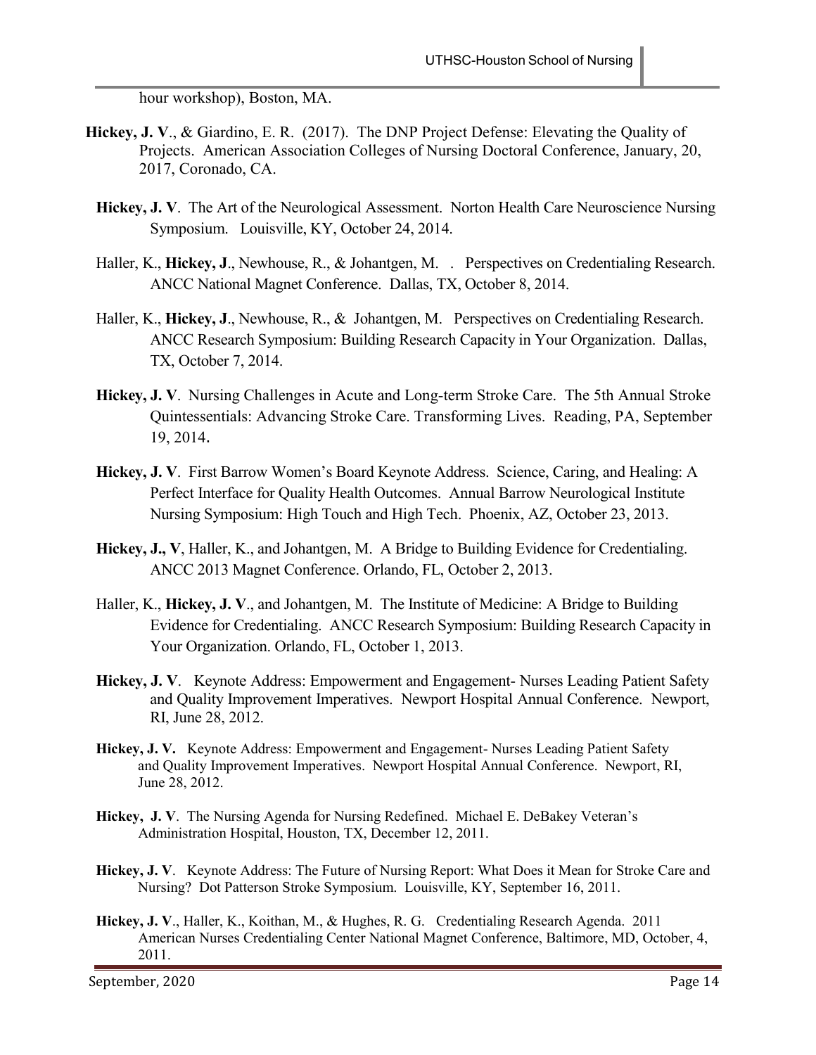hour workshop), Boston, MA.

**Hickey, J. V**., & Giardino, E. R. (2017). The DNP Project Defense: Elevating the Quality of Projects. American Association Colleges of Nursing Doctoral Conference, January, 20, 2017, Coronado, CA.

**Hickey, J. V**. The Art of the Neurological Assessment. Norton Health Care Neuroscience Nursing Symposium. Louisville, KY, October 24, 2014.

Haller, K., **Hickey, J**., Newhouse, R., & Johantgen, M. . Perspectives on Credentialing Research. ANCC National Magnet Conference. Dallas, TX, October 8, 2014.

Haller, K., **Hickey, J**., Newhouse, R., & Johantgen, M. Perspectives on Credentialing Research. ANCC Research Symposium: Building Research Capacity in Your Organization. Dallas, TX, October 7, 2014.

**Hickey, J. V**. Nursing Challenges in Acute and Long-term Stroke Care. The 5th Annual Stroke Quintessentials: Advancing Stroke Care. Transforming Lives. Reading, PA, September 19, 2014.

**Hickey, J. V**. First Barrow Women's Board Keynote Address. Science, Caring, and Healing: A Perfect Interface for Quality Health Outcomes. Annual Barrow Neurological Institute Nursing Symposium: High Touch and High Tech. Phoenix, AZ, October 23, 2013.

**Hickey, J., V**, Haller, K., and Johantgen, M. A Bridge to Building Evidence for Credentialing. ANCC 2013 Magnet Conference. Orlando, FL, October 2, 2013.

Haller, K., **Hickey, J. V**., and Johantgen, M. The Institute of Medicine: A Bridge to Building Evidence for Credentialing. ANCC Research Symposium: Building Research Capacity in Your Organization. Orlando, FL, October 1, 2013.

**Hickey, J. V**. Keynote Address: Empowerment and Engagement- Nurses Leading Patient Safety and Quality Improvement Imperatives. Newport Hospital Annual Conference. Newport, RI, June 28, 2012.

**Hickey, J. V.** Keynote Address: Empowerment and Engagement- Nurses Leading Patient Safety and Quality Improvement Imperatives. Newport Hospital Annual Conference. Newport, RI, June 28, 2012.

**Hickey, J. V**. The Nursing Agenda for Nursing Redefined. Michael E. DeBakey Veteran's Administration Hospital, Houston, TX, December 12, 2011.

**Hickey, J. V**. Keynote Address: The Future of Nursing Report: What Does it Mean for Stroke Care and Nursing? Dot Patterson Stroke Symposium. Louisville, KY, September 16, 2011.

**Hickey, J. V**., Haller, K., Koithan, M., & Hughes, R. G. Credentialing Research Agenda. 2011 American Nurses Credentialing Center National Magnet Conference, Baltimore, MD, October, 4, 2011.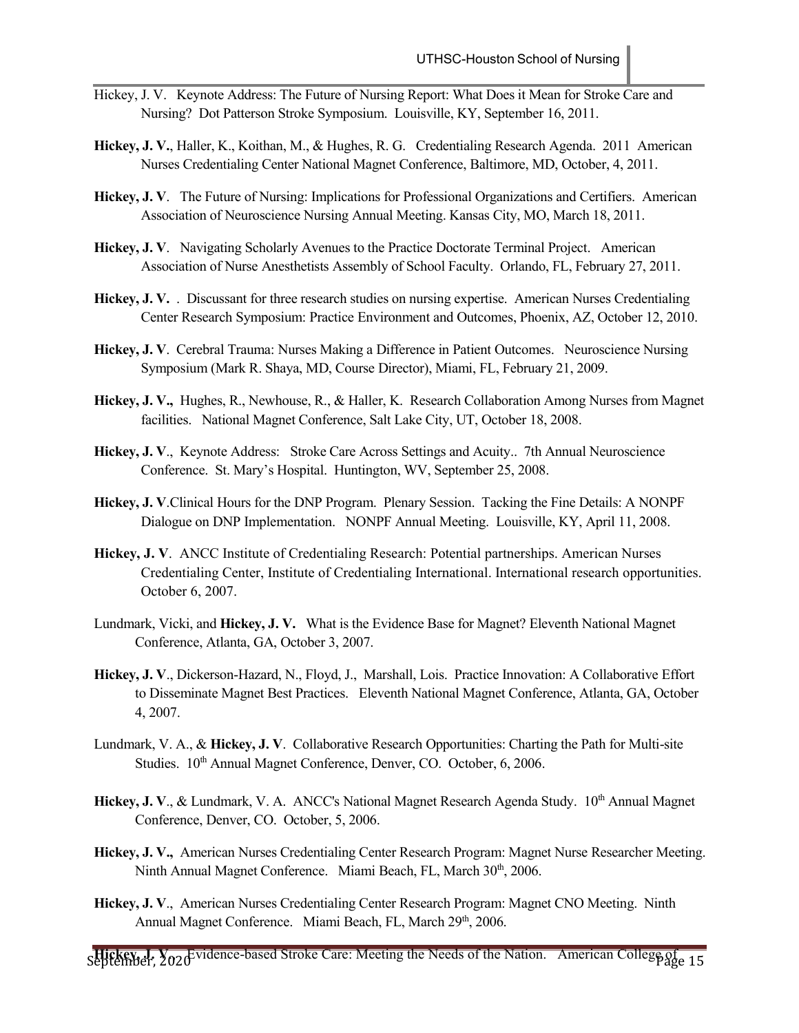Hickey, J. V. Keynote Address: The Future of Nursing Report: What Does it Mean for Stroke Care and Nursing? Dot Patterson Stroke Symposium. Louisville, KY, September 16, 2011.

**Hickey, J. V.**, Haller, K., Koithan, M., & Hughes, R. G. Credentialing Research Agenda. 2011 American Nurses Credentialing Center National Magnet Conference, Baltimore, MD, October, 4, 2011.

**Hickey, J. V**. The Future of Nursing: Implications for Professional Organizations and Certifiers. American Association of Neuroscience Nursing Annual Meeting. Kansas City, MO, March 18, 2011.

**Hickey, J. V**. Navigating Scholarly Avenues to the Practice Doctorate Terminal Project. American Association of Nurse Anesthetists Assembly of School Faculty. Orlando, FL, February 27, 2011.

**Hickey, J. V.** . Discussant for three research studies on nursing expertise. American Nurses Credentialing Center Research Symposium: Practice Environment and Outcomes, Phoenix, AZ, October 12, 2010.

**Hickey, J. V**. Cerebral Trauma: Nurses Making a Difference in Patient Outcomes. Neuroscience Nursing Symposium (Mark R. Shaya, MD, Course Director), Miami, FL, February 21, 2009.

**Hickey, J. V.,** Hughes, R., Newhouse, R., & Haller, K. Research Collaboration Among Nurses from Magnet facilities. National Magnet Conference, Salt Lake City, UT, October 18, 2008.

**Hickey, J. V**., Keynote Address: Stroke Care Across Settings and Acuity.. 7th Annual Neuroscience Conference. St. Mary's Hospital. Huntington, WV, September 25, 2008.

**Hickey, J. V**.Clinical Hours for the DNP Program. Plenary Session. Tacking the Fine Details: A NONPF Dialogue on DNP Implementation. NONPF Annual Meeting. Louisville, KY, April 11, 2008.

**Hickey, J. V**. ANCC Institute of Credentialing Research: Potential partnerships. American Nurses Credentialing Center, Institute of Credentialing International. International research opportunities. October 6, 2007.

Lundmark, Vicki, and **Hickey, J. V.** What is the Evidence Base for Magnet? Eleventh National Magnet Conference, Atlanta, GA, October 3, 2007.

**Hickey, J. V**., Dickerson-Hazard, N., Floyd, J., Marshall, Lois. Practice Innovation: A Collaborative Effort to Disseminate Magnet Best Practices. Eleventh National Magnet Conference, Atlanta, GA, October 4, 2007.

Lundmark, V. A., & **Hickey, J. V**. Collaborative Research Opportunities: Charting the Path for Multi-site Studies. 10th Annual Magnet Conference, Denver, CO. October, 6, 2006.

**Hickey, J. V**., & Lundmark, V. A. ANCC's National Magnet Research Agenda Study. 10th Annual Magnet Conference, Denver, CO. October, 5, 2006.

**Hickey, J. V.,** American Nurses Credentialing Center Research Program: Magnet Nurse Researcher Meeting. Ninth Annual Magnet Conference. Miami Beach, FL, March 30th, 2006.

**Hickey, J. V**., American Nurses Credentialing Center Research Program: Magnet CNO Meeting. Ninth Annual Magnet Conference. Miami Beach, FL, March 29th, 2006.

**Hickey, J. V.** Evidence-based Stroke Care: Meeting the Needs of the Nation. American College of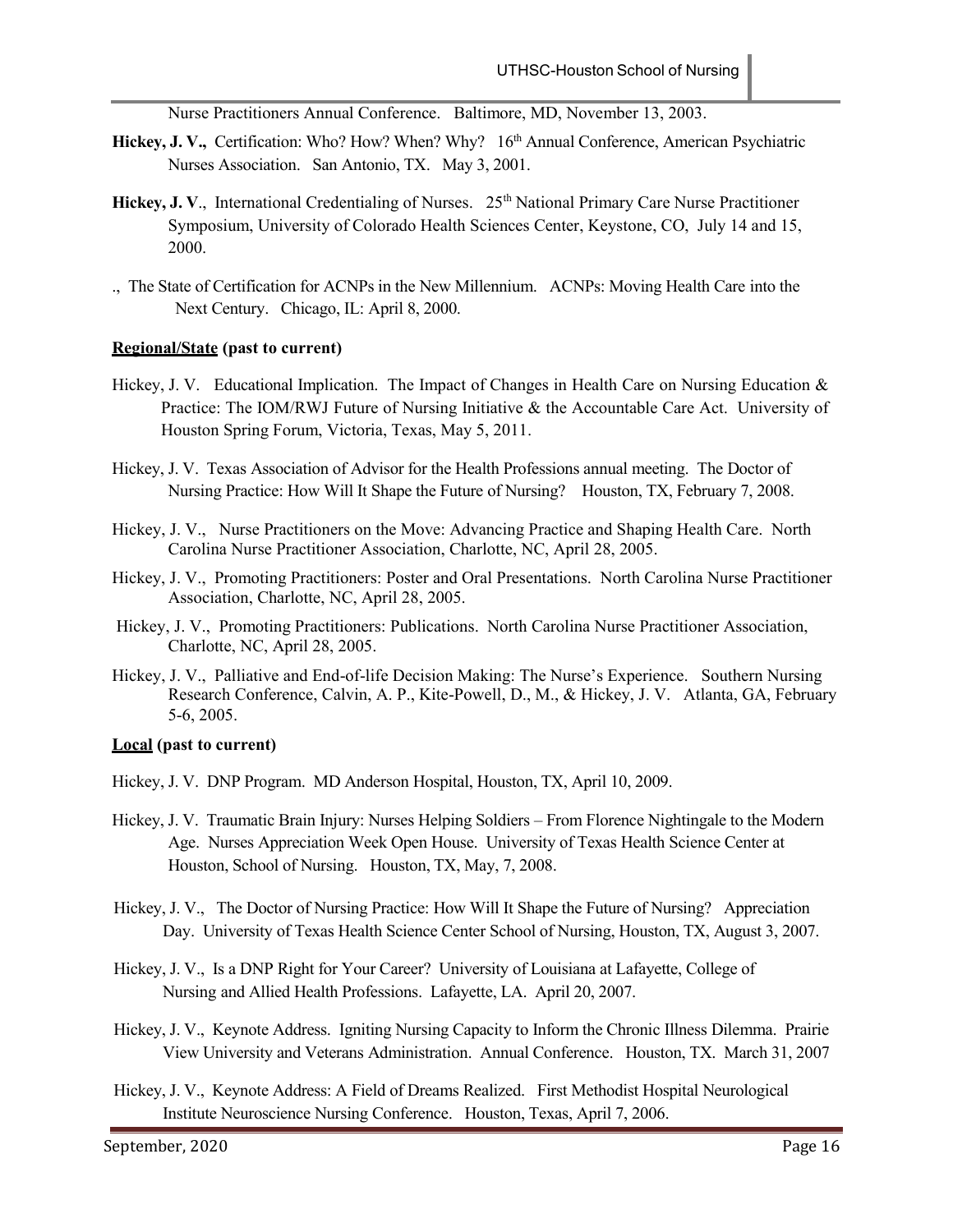Nurse Practitioners Annual Conference. Baltimore, MD, November 13, 2003.

**Hickey, J. V.,** Certification: Who? How? When? Why? 16th Annual Conference, American Psychiatric Nurses Association. San Antonio, TX. May 3, 2001.

**Hickey, J. V**., International Credentialing of Nurses. 25th National Primary Care Nurse Practitioner Symposium, University of Colorado Health Sciences Center, Keystone, CO, July 14 and 15, 2000.

., The State of Certification for ACNPs in the New Millennium. ACNPs: Moving Health Care into the Next Century. Chicago, IL: April 8, 2000.

**Regional/State (past to current)**

Hickey, J. V. Educational Implication. The Impact of Changes in Health Care on Nursing Education & Practice: The IOM/RWJ Future of Nursing Initiative & the Accountable Care Act. University of Houston Spring Forum, Victoria, Texas, May 5, 2011.

Hickey, J. V. Texas Association of Advisor for the Health Professions annual meeting. The Doctor of Nursing Practice: How Will It Shape the Future of Nursing? Houston, TX, February 7, 2008.

Hickey, J. V., Nurse Practitioners on the Move: Advancing Practice and Shaping Health Care. North Carolina Nurse Practitioner Association, Charlotte, NC, April 28, 2005.

Hickey, J. V., Promoting Practitioners: Poster and Oral Presentations. North Carolina Nurse Practitioner Association, Charlotte, NC, April 28, 2005.

Hickey, J. V., Promoting Practitioners: Publications. North Carolina Nurse Practitioner Association, Charlotte, NC, April 28, 2005.

Hickey, J. V., Palliative and End-of-life Decision Making: The Nurse's Experience. Southern Nursing Research Conference, Calvin, A. P., Kite-Powell, D., M., & Hickey, J. V. Atlanta, GA, February 5-6, 2005.

**Local (past to current)**

Hickey, J. V. DNP Program. MD Anderson Hospital, Houston, TX, April 10, 2009.

Hickey, J. V. Traumatic Brain Injury: Nurses Helping Soldiers – From Florence Nightingale to the Modern Age. Nurses Appreciation Week Open House. University of Texas Health Science Center at Houston, School of Nursing. Houston, TX, May, 7, 2008.

Hickey, J. V., The Doctor of Nursing Practice: How Will It Shape the Future of Nursing? Appreciation Day. University of Texas Health Science Center School of Nursing, Houston, TX, August 3, 2007.

Hickey, J. V., Is a DNP Right for Your Career? University of Louisiana at Lafayette, College of Nursing and Allied Health Professions. Lafayette, LA. April 20, 2007.

Hickey, J. V., Keynote Address. Igniting Nursing Capacity to Inform the Chronic Illness Dilemma. Prairie View University and Veterans Administration. Annual Conference. Houston, TX. March 31, 2007

Hickey, J. V., Keynote Address: A Field of Dreams Realized. First Methodist Hospital Neurological Institute Neuroscience Nursing Conference. Houston, Texas, April 7, 2006.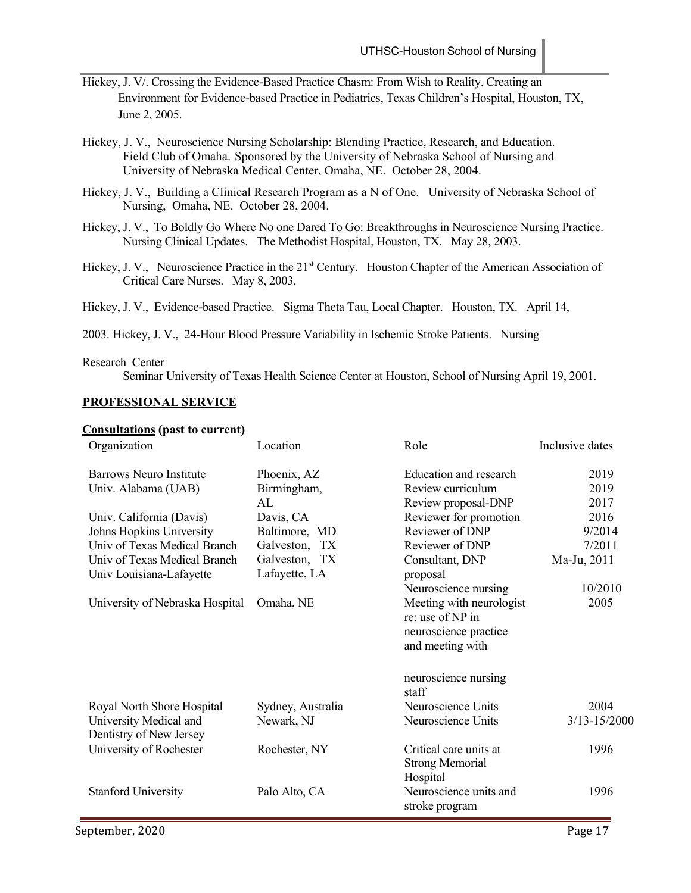Hickey, J. V/. Crossing the Evidence-Based Practice Chasm: From Wish to Reality. Creating an Environment for Evidence-based Practice in Pediatrics, Texas Children's Hospital, Houston, TX, June 2, 2005.

Hickey, J. V., Neuroscience Nursing Scholarship: Blending Practice, Research, and Education. Field Club of Omaha. Sponsored by the University of Nebraska School of Nursing and University of Nebraska Medical Center, Omaha, NE. October 28, 2004.

Hickey, J. V., Building a Clinical Research Program as a N of One. University of Nebraska School of Nursing, Omaha, NE. October 28, 2004.

Hickey, J. V., To Boldly Go Where No one Dared To Go: Breakthroughs in Neuroscience Nursing Practice. Nursing Clinical Updates. The Methodist Hospital, Houston, TX. May 28, 2003.

Hickey, J. V., Neuroscience Practice in the 21st Century. Houston Chapter of the American Association of Critical Care Nurses. May 8, 2003.

Hickey, J. V., Evidence-based Practice. Sigma Theta Tau, Local Chapter. Houston, TX. April 14,

2003. Hickey, J. V., 24-Hour Blood Pressure Variability in Ischemic Stroke Patients. Nursing

Research Center
Seminar University of Texas Health Science Center at Houston, School of Nursing April 19, 2001.

## PROFESSIONAL SERVICE

### Consultations (past to current)

| Organization | Location | Role | Inclusive dates |
|---|---|---|---|
| Barrows Neuro Institute | Phoenix, AZ | Education and research | 2019 |
| Univ. Alabama (UAB) | Birmingham, AL | Review curriculum | 2019 |
| | | Review proposal-DNP | 2017 |
| Univ. California (Davis) | Davis, CA | Reviewer for promotion | 2016 |
| Johns Hopkins University | Baltimore, MD | Reviewer of DNP | 9/2014 |
| Univ of Texas Medical Branch | Galveston, TX | Reviewer of DNP | 7/2011 |
| Univ of Texas Medical Branch | Galveston, TX | Consultant, DNP proposal | Ma-Ju, 2011 |
| Univ Louisiana-Lafayette | Lafayette, LA | Neuroscience nursing | 10/2010 |
| University of Nebraska Hospital | Omaha, NE | Meeting with neurologist re: use of NP in neuroscience practice and meeting with neuroscience nursing staff | 2005 |
| Royal North Shore Hospital | Sydney, Australia | Neuroscience Units | 2004 |
| University Medical and Dentistry of New Jersey | Newark, NJ | Neuroscience Units | 3/13-15/2000 |
| University of Rochester | Rochester, NY | Critical care units at Strong Memorial Hospital | 1996 |
| Stanford University | Palo Alto, CA | Neuroscience units and stroke program | 1996 |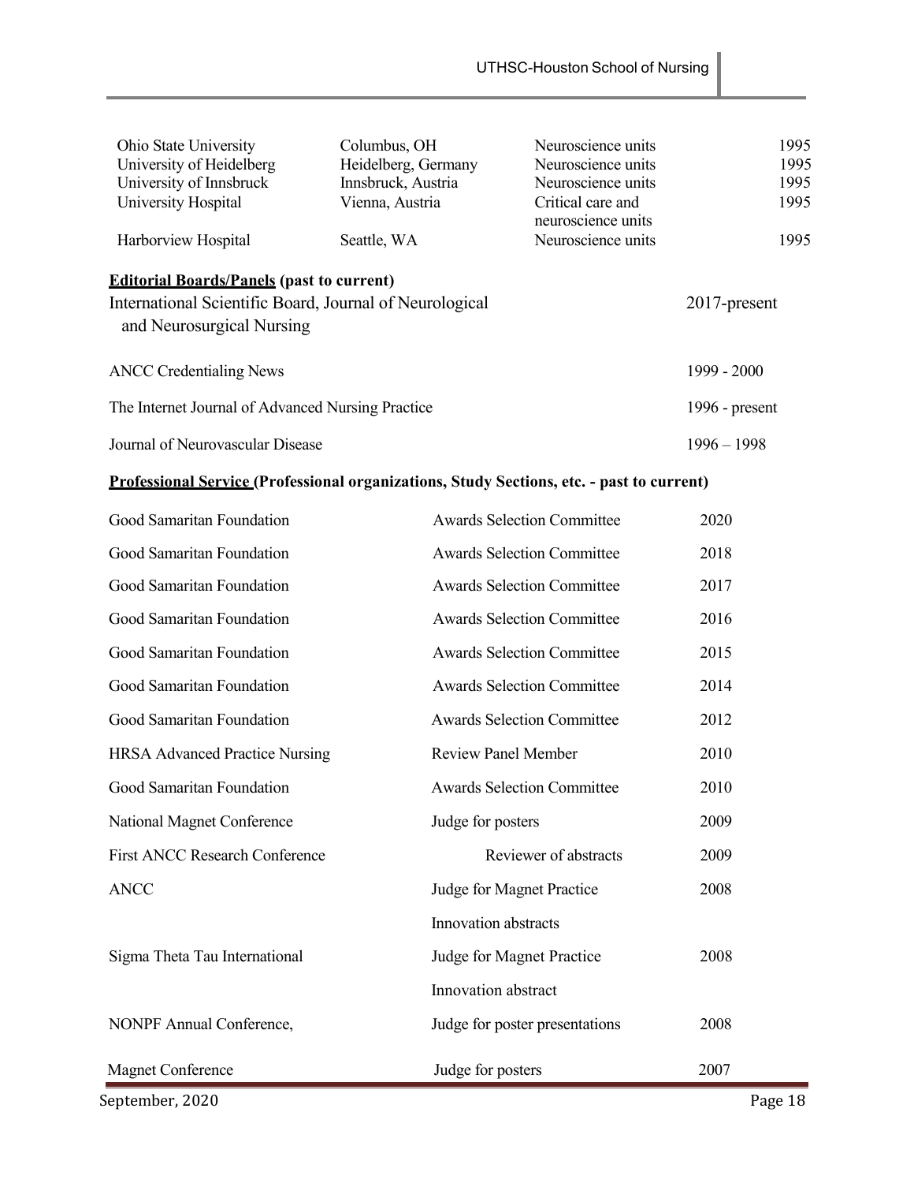| | | | |
|---|---|---|---|
| Ohio State University | Columbus, OH | Neuroscience units | 1995 |
| University of Heidelberg | Heidelberg, Germany | Neuroscience units | 1995 |
| University of Innsbruck | Innsbruck, Austria | Neuroscience units | 1995 |
| University Hospital | Vienna, Austria | Critical care and neuroscience units | 1995 |
| Harborview Hospital | Seattle, WA | Neuroscience units | 1995 |

**Editorial Boards/Panels (past to current)**

| | |
|---|---|
| International Scientific Board, Journal of Neurological and Neurosurgical Nursing | 2017-present |
| ANCC Credentialing News | 1999 - 2000 |
| The Internet Journal of Advanced Nursing Practice | 1996 - present |
| Journal of Neurovascular Disease | 1996 – 1998 |

**Professional Service (Professional organizations, Study Sections, etc. - past to current)**

| | | |
|---|---|---|
| Good Samaritan Foundation | Awards Selection Committee | 2020 |
| Good Samaritan Foundation | Awards Selection Committee | 2018 |
| Good Samaritan Foundation | Awards Selection Committee | 2017 |
| Good Samaritan Foundation | Awards Selection Committee | 2016 |
| Good Samaritan Foundation | Awards Selection Committee | 2015 |
| Good Samaritan Foundation | Awards Selection Committee | 2014 |
| Good Samaritan Foundation | Awards Selection Committee | 2012 |
| HRSA Advanced Practice Nursing | Review Panel Member | 2010 |
| Good Samaritan Foundation | Awards Selection Committee | 2010 |
| National Magnet Conference | Judge for posters | 2009 |
| First ANCC Research Conference | Reviewer of abstracts | 2009 |
| ANCC | Judge for Magnet Practice Innovation abstracts | 2008 |
| Sigma Theta Tau International | Judge for Magnet Practice Innovation abstract | 2008 |
| NONPF Annual Conference, | Judge for poster presentations | 2008 |
| Magnet Conference | Judge for posters | 2007 |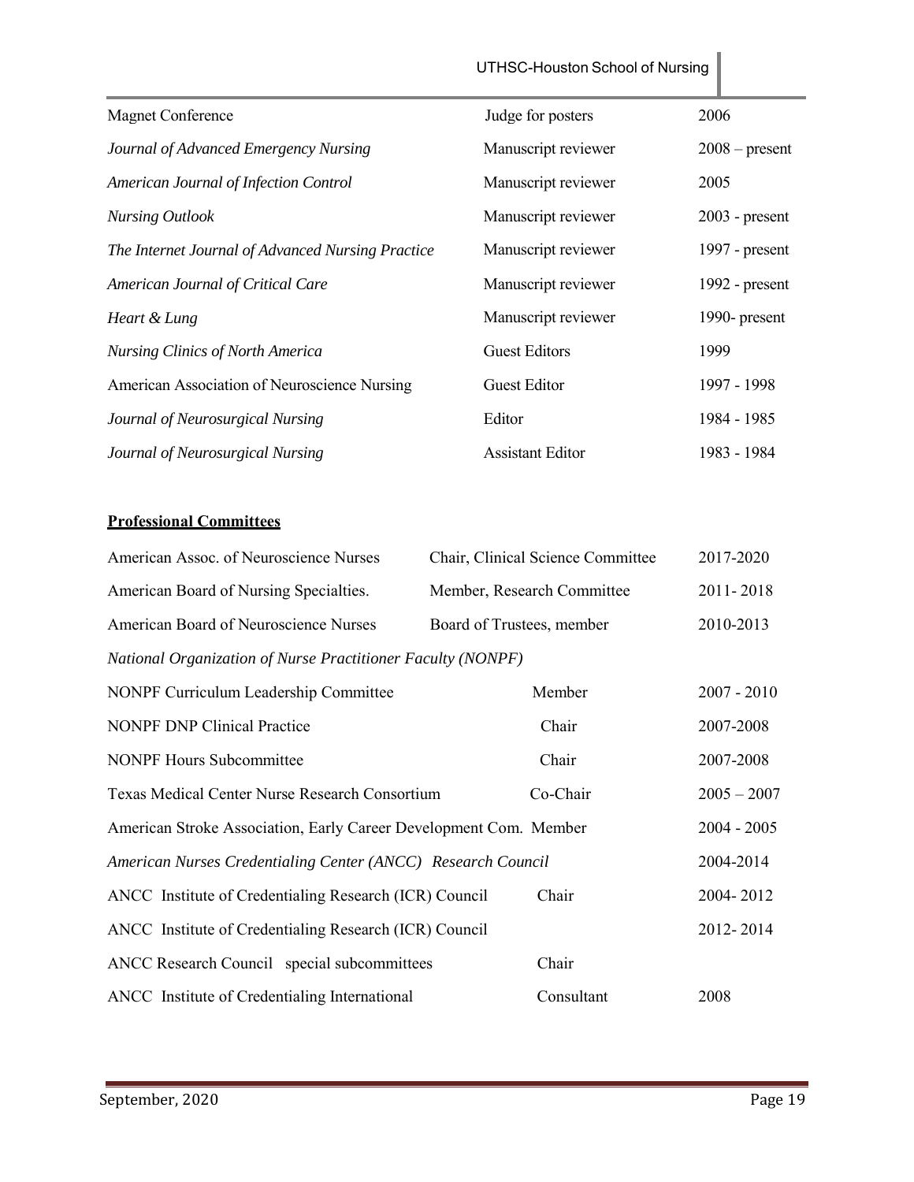| | | |
|---|---|---|
| Magnet Conference | Judge for posters | 2006 |
| *Journal of Advanced Emergency Nursing* | Manuscript reviewer | 2008 – present |
| *American Journal of Infection Control* | Manuscript reviewer | 2005 |
| *Nursing Outlook* | Manuscript reviewer | 2003 - present |
| *The Internet Journal of Advanced Nursing Practice* | Manuscript reviewer | 1997 - present |
| *American Journal of Critical Care* | Manuscript reviewer | 1992 - present |
| *Heart & Lung* | Manuscript reviewer | 1990- present |
| *Nursing Clinics of North America* | Guest Editors | 1999 |
| American Association of Neuroscience Nursing | Guest Editor | 1997 - 1998 |
| *Journal of Neurosurgical Nursing* | Editor | 1984 - 1985 |
| *Journal of Neurosurgical Nursing* | Assistant Editor | 1983 - 1984 |

**Professional Committees**

| | | |
|---|---|---|
| American Assoc. of Neuroscience Nurses | Chair, Clinical Science Committee | 2017-2020 |
| American Board of Nursing Specialties. | Member, Research Committee | 2011- 2018 |
| American Board of Neuroscience Nurses | Board of Trustees, member | 2010-2013 |
| *National Organization of Nurse Practitioner Faculty (NONPF)* | | |
| NONPF Curriculum Leadership Committee | Member | 2007 - 2010 |
| NONPF DNP Clinical Practice | Chair | 2007-2008 |
| NONPF Hours Subcommittee | Chair | 2007-2008 |
| Texas Medical Center Nurse Research Consortium | Co-Chair | 2005 – 2007 |
| American Stroke Association, Early Career Development Com. | Member | 2004 - 2005 |
| *American Nurses Credentialing Center (ANCC) Research Council* | | 2004-2014 |
| ANCC Institute of Credentialing Research (ICR) Council | Chair | 2004- 2012 |
| ANCC Institute of Credentialing Research (ICR) Council | | 2012- 2014 |
| ANCC Research Council special subcommittees | Chair | |
| ANCC Institute of Credentialing International | Consultant | 2008 |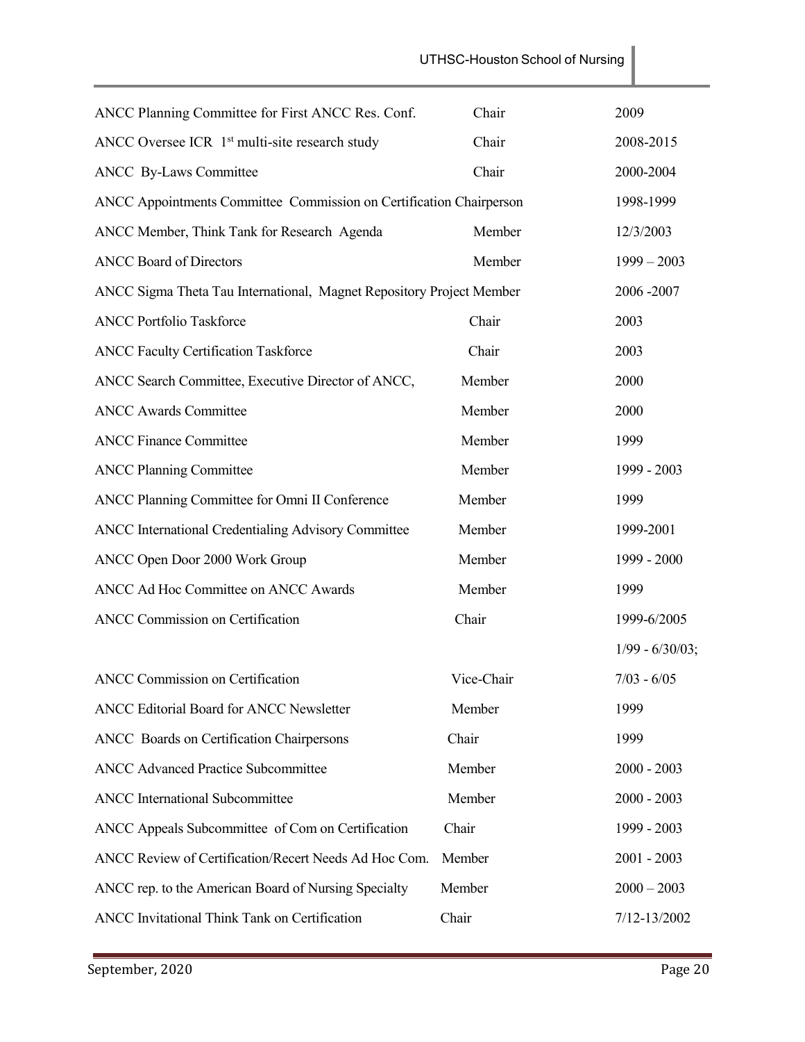| | | |
|---|---|---|
| ANCC Planning Committee for First ANCC Res. Conf. | Chair | 2009 |
| ANCC Oversee ICR 1st multi-site research study | Chair | 2008-2015 |
| ANCC By-Laws Committee | Chair | 2000-2004 |
| ANCC Appointments Committee Commission on Certification Chairperson | | 1998-1999 |
| ANCC Member, Think Tank for Research Agenda | Member | 12/3/2003 |
| ANCC Board of Directors | Member | 1999 – 2003 |
| ANCC Sigma Theta Tau International, Magnet Repository Project Member | | 2006 -2007 |
| ANCC Portfolio Taskforce | Chair | 2003 |
| ANCC Faculty Certification Taskforce | Chair | 2003 |
| ANCC Search Committee, Executive Director of ANCC, | Member | 2000 |
| ANCC Awards Committee | Member | 2000 |
| ANCC Finance Committee | Member | 1999 |
| ANCC Planning Committee | Member | 1999 - 2003 |
| ANCC Planning Committee for Omni II Conference | Member | 1999 |
| ANCC International Credentialing Advisory Committee | Member | 1999-2001 |
| ANCC Open Door 2000 Work Group | Member | 1999 - 2000 |
| ANCC Ad Hoc Committee on ANCC Awards | Member | 1999 |
| ANCC Commission on Certification | Chair | 1999-6/2005 |
| | | 1/99 - 6/30/03; |
| ANCC Commission on Certification | Vice-Chair | 7/03 - 6/05 |
| ANCC Editorial Board for ANCC Newsletter | Member | 1999 |
| ANCC Boards on Certification Chairpersons | Chair | 1999 |
| ANCC Advanced Practice Subcommittee | Member | 2000 - 2003 |
| ANCC International Subcommittee | Member | 2000 - 2003 |
| ANCC Appeals Subcommittee of Com on Certification | Chair | 1999 - 2003 |
| ANCC Review of Certification/Recert Needs Ad Hoc Com. | Member | 2001 - 2003 |
| ANCC rep. to the American Board of Nursing Specialty | Member | 2000 – 2003 |
| ANCC Invitational Think Tank on Certification | Chair | 7/12-13/2002 |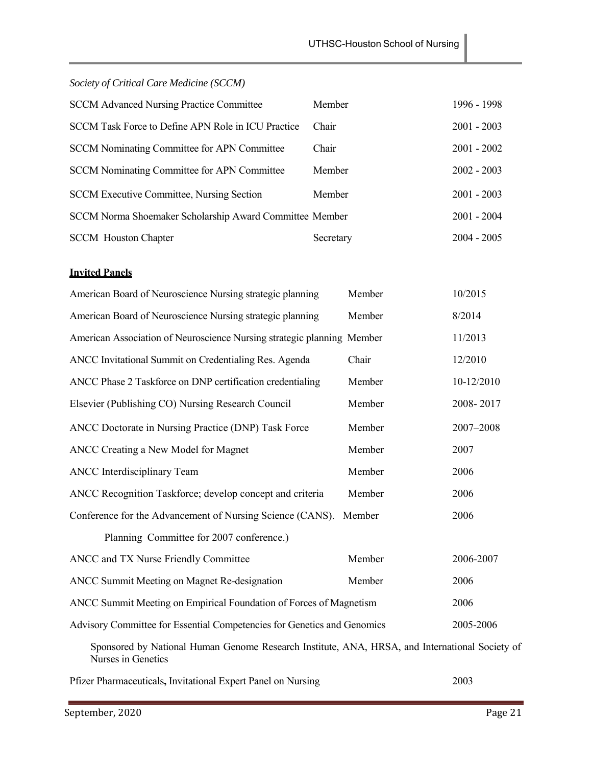*Society of Critical Care Medicine (SCCM)*

| | | |
|---|---|---|
| SCCM Advanced Nursing Practice Committee | Member | 1996 - 1998 |
| SCCM Task Force to Define APN Role in ICU Practice | Chair | 2001 - 2003 |
| SCCM Nominating Committee for APN Committee | Chair | 2001 - 2002 |
| SCCM Nominating Committee for APN Committee | Member | 2002 - 2003 |
| SCCM Executive Committee, Nursing Section | Member | 2001 - 2003 |
| SCCM Norma Shoemaker Scholarship Award Committee | Member | 2001 - 2004 |
| SCCM Houston Chapter | Secretary | 2004 - 2005 |

**Invited Panels**

| | | |
|---|---|---|
| American Board of Neuroscience Nursing strategic planning | Member | 10/2015 |
| American Board of Neuroscience Nursing strategic planning | Member | 8/2014 |
| American Association of Neuroscience Nursing strategic planning | Member | 11/2013 |
| ANCC Invitational Summit on Credentialing Res. Agenda | Chair | 12/2010 |
| ANCC Phase 2 Taskforce on DNP certification credentialing | Member | 10-12/2010 |
| Elsevier (Publishing CO) Nursing Research Council | Member | 2008- 2017 |
| ANCC Doctorate in Nursing Practice (DNP) Task Force | Member | 2007–2008 |
| ANCC Creating a New Model for Magnet | Member | 2007 |
| ANCC Interdisciplinary Team | Member | 2006 |
| ANCC Recognition Taskforce; develop concept and criteria | Member | 2006 |
| Conference for the Advancement of Nursing Science (CANS). Planning Committee for 2007 conference.) | Member | 2006 |
| ANCC and TX Nurse Friendly Committee | Member | 2006-2007 |
| ANCC Summit Meeting on Magnet Re-designation | Member | 2006 |
| ANCC Summit Meeting on Empirical Foundation of Forces of Magnetism | | 2006 |
| Advisory Committee for Essential Competencies for Genetics and Genomics | | 2005-2006 |

Sponsored by National Human Genome Research Institute, ANA, HRSA, and International Society of Nurses in Genetics

| | | |
|---|---|---|
| Pfizer Pharmaceuticals**,** Invitational Expert Panel on Nursing | | 2003 |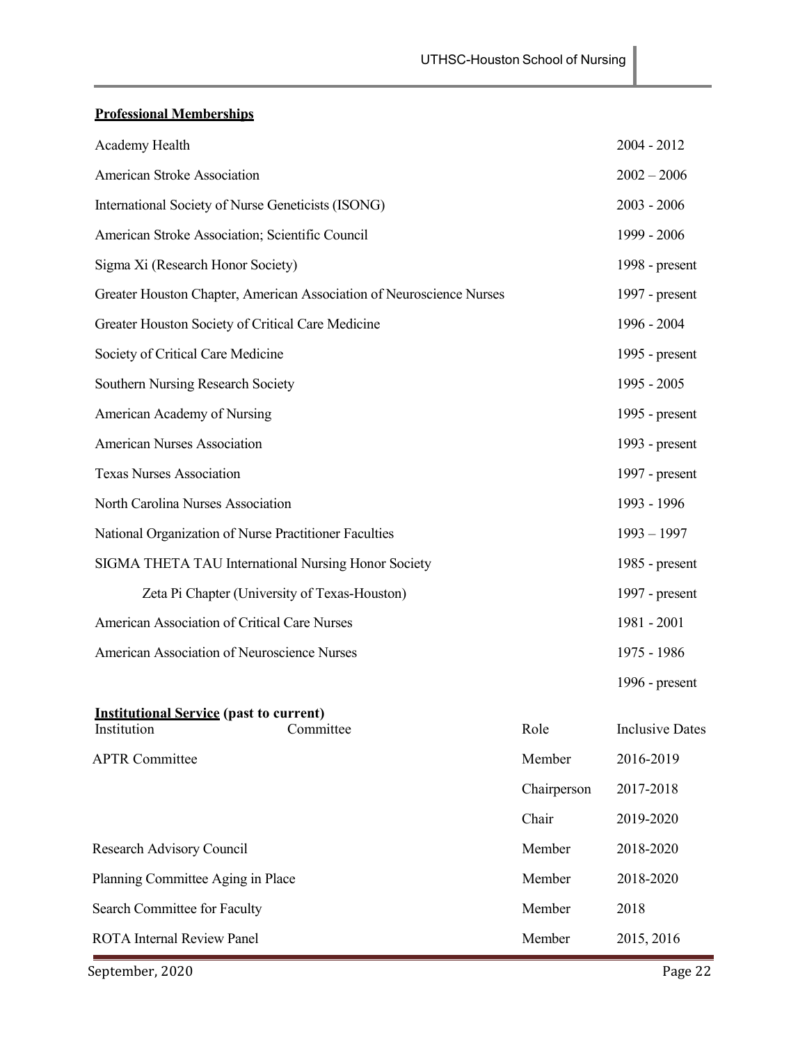**Professional Memberships**

| | |
|---|---|
| Academy Health | 2004 - 2012 |
| American Stroke Association | 2002 – 2006 |
| International Society of Nurse Geneticists (ISONG) | 2003 - 2006 |
| American Stroke Association; Scientific Council | 1999 - 2006 |
| Sigma Xi (Research Honor Society) | 1998 - present |
| Greater Houston Chapter, American Association of Neuroscience Nurses | 1997 - present |
| Greater Houston Society of Critical Care Medicine | 1996 - 2004 |
| Society of Critical Care Medicine | 1995 - present |
| Southern Nursing Research Society | 1995 - 2005 |
| American Academy of Nursing | 1995 - present |
| American Nurses Association | 1993 - present |
| Texas Nurses Association | 1997 - present |
| North Carolina Nurses Association | 1993 - 1996 |
| National Organization of Nurse Practitioner Faculties | 1993 – 1997 |
| SIGMA THETA TAU International Nursing Honor Society | 1985 - present |
| Zeta Pi Chapter (University of Texas-Houston) | 1997 - present |
| American Association of Critical Care Nurses | 1981 - 2001 |
| American Association of Neuroscience Nurses | 1975 - 1986 |
| | 1996 - present |

**Institutional Service (past to current)**

| Institution | Committee | Role | Inclusive Dates |
|---|---|---|---|
| APTR Committee | | Member | 2016-2019 |
| | | Chairperson | 2017-2018 |
| | | Chair | 2019-2020 |
| Research Advisory Council | | Member | 2018-2020 |
| Planning Committee Aging in Place | | Member | 2018-2020 |
| Search Committee for Faculty | | Member | 2018 |
| ROTA Internal Review Panel | | Member | 2015, 2016 |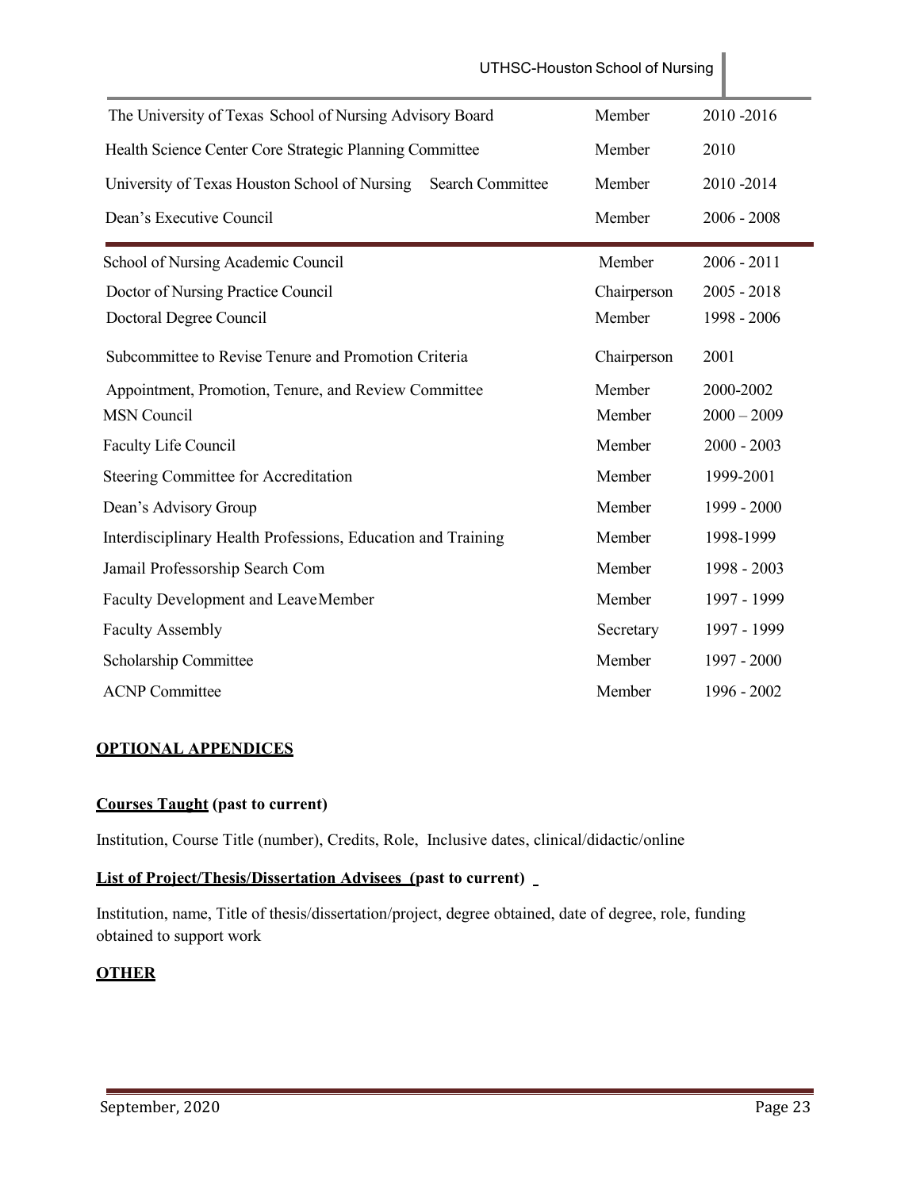| | | |
|---|---|---|
| The University of Texas School of Nursing Advisory Board | Member | 2010 -2016 |
| Health Science Center Core Strategic Planning Committee | Member | 2010 |
| University of Texas Houston School of Nursing Search Committee | Member | 2010 -2014 |
| Dean's Executive Council | Member | 2006 - 2008 |
| School of Nursing Academic Council | Member | 2006 - 2011 |
| Doctor of Nursing Practice Council | Chairperson | 2005 - 2018 |
| Doctoral Degree Council | Member | 1998 - 2006 |
| Subcommittee to Revise Tenure and Promotion Criteria | Chairperson | 2001 |
| Appointment, Promotion, Tenure, and Review Committee | Member | 2000-2002 |
| MSN Council | Member | 2000 – 2009 |
| Faculty Life Council | Member | 2000 - 2003 |
| Steering Committee for Accreditation | Member | 1999-2001 |
| Dean's Advisory Group | Member | 1999 - 2000 |
| Interdisciplinary Health Professions, Education and Training | Member | 1998-1999 |
| Jamail Professorship Search Com | Member | 1998 - 2003 |
| Faculty Development and Leave Member | Member | 1997 - 1999 |
| Faculty Assembly | Secretary | 1997 - 1999 |
| Scholarship Committee | Member | 1997 - 2000 |
| ACNP Committee | Member | 1996 - 2002 |

## OPTIONAL APPENDICES

**Courses Taught (past to current)**

Institution, Course Title (number), Credits, Role, Inclusive dates, clinical/didactic/online

**List of Project/Thesis/Dissertation Advisees (past to current)**

Institution, name, Title of thesis/dissertation/project, degree obtained, date of degree, role, funding obtained to support work

## OTHER